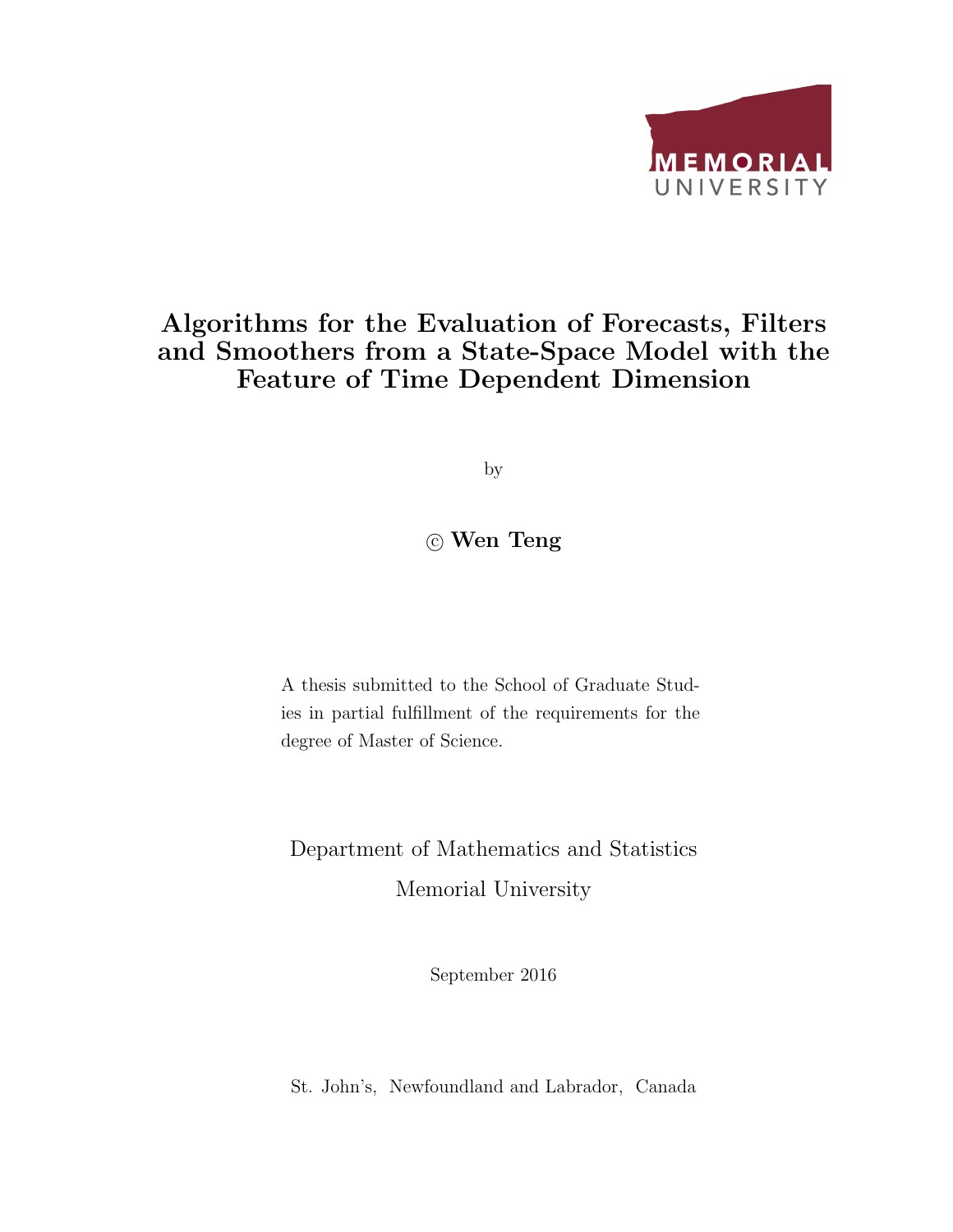MEMORIAL UNIVERSITY

# Algorithms for the Evaluation of Forecasts, Filters and Smoothers from a State-Space Model with the Feature of Time Dependent Dimension

by

© **Wen Teng**

A thesis submitted to the School of Graduate Studies in partial fulfillment of the requirements for the degree of Master of Science.

Department of Mathematics and Statistics

Memorial University

September 2016

St. John's, Newfoundland and Labrador, Canada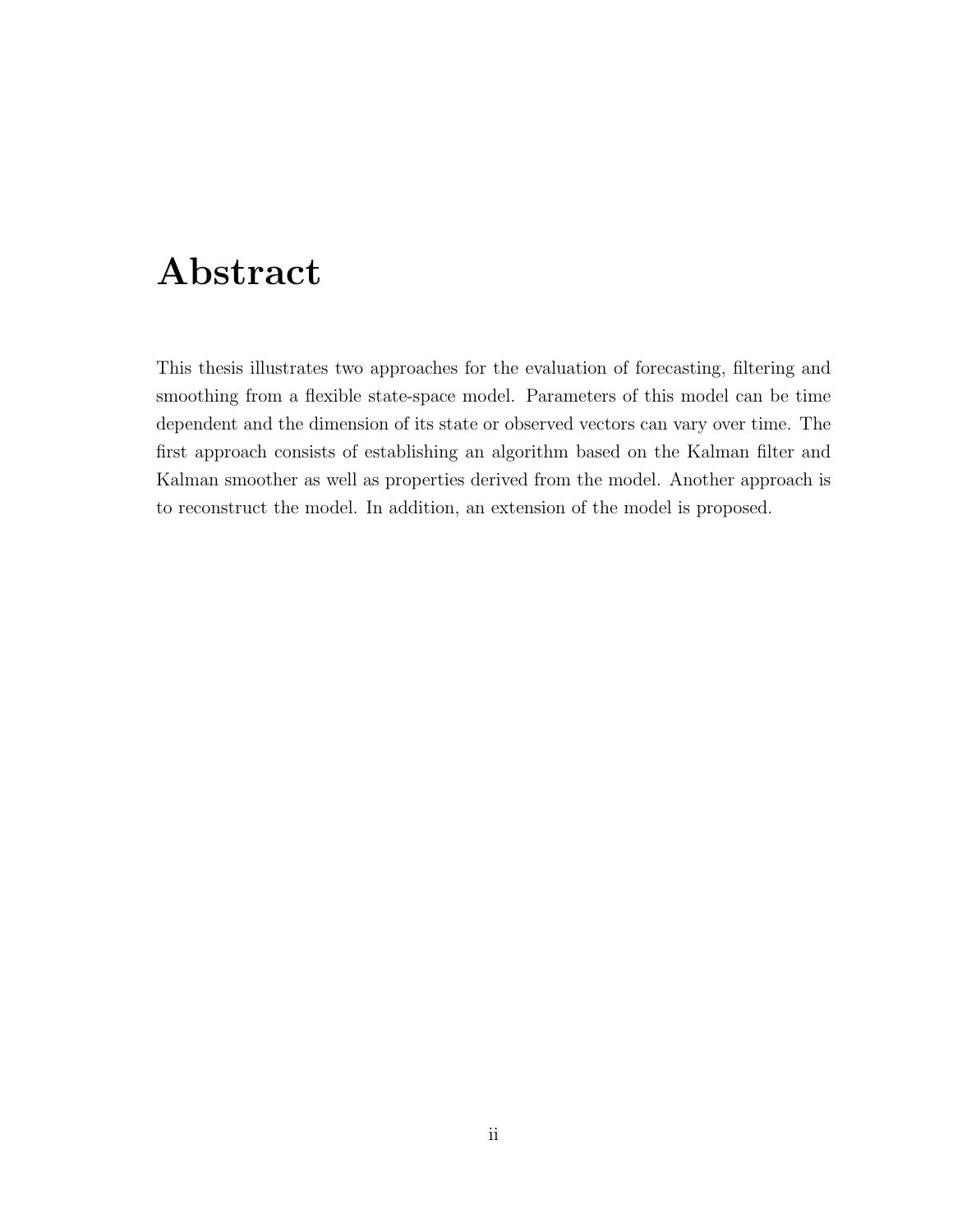# Abstract

This thesis illustrates two approaches for the evaluation of forecasting, filtering and smoothing from a flexible state-space model. Parameters of this model can be time dependent and the dimension of its state or observed vectors can vary over time. The first approach consists of establishing an algorithm based on the Kalman filter and Kalman smoother as well as properties derived from the model. Another approach is to reconstruct the model. In addition, an extension of the model is proposed.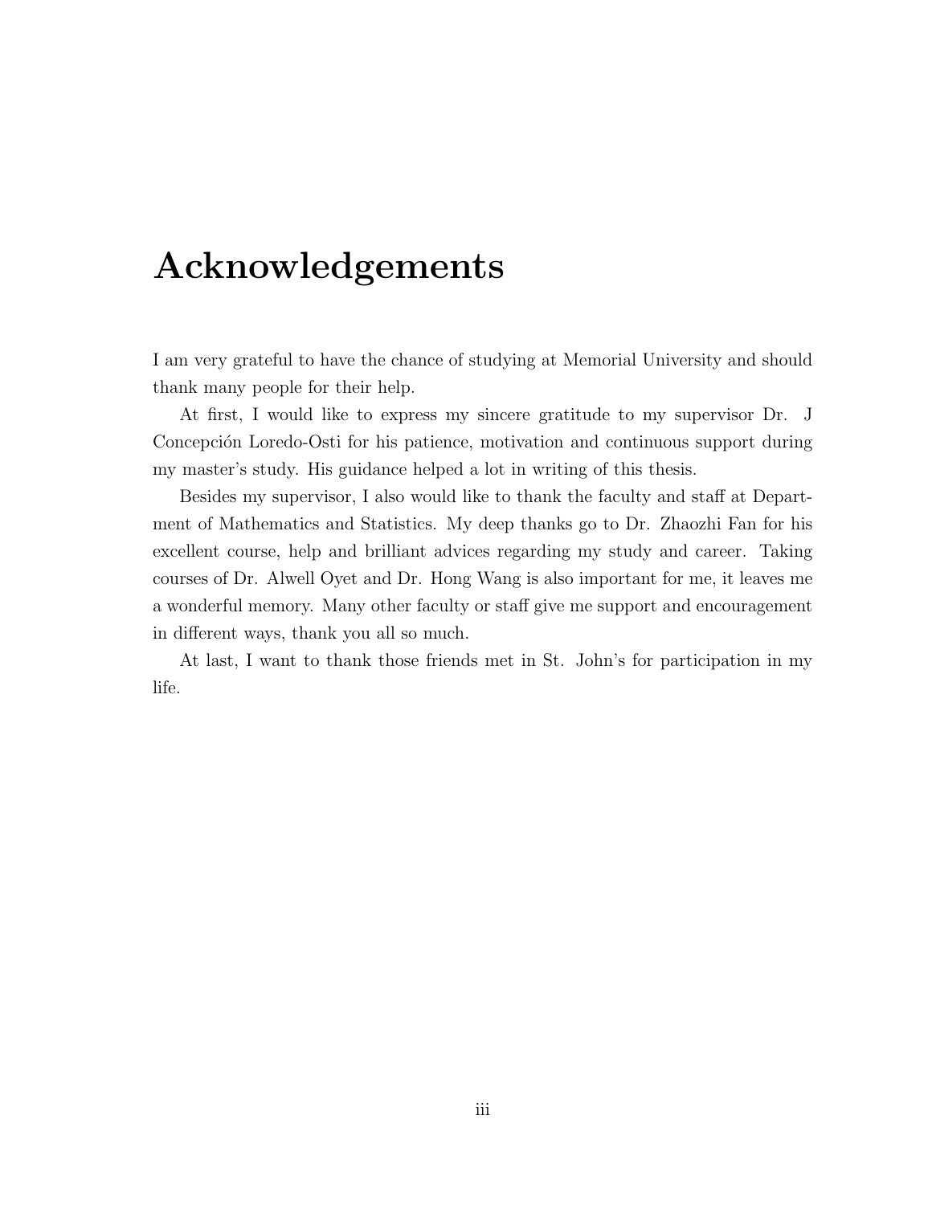# Acknowledgements

I am very grateful to have the chance of studying at Memorial University and should thank many people for their help.

At first, I would like to express my sincere gratitude to my supervisor Dr. J Concepción Loredo-Osti for his patience, motivation and continuous support during my master's study. His guidance helped a lot in writing of this thesis.

Besides my supervisor, I also would like to thank the faculty and staff at Department of Mathematics and Statistics. My deep thanks go to Dr. Zhaozhi Fan for his excellent course, help and brilliant advices regarding my study and career. Taking courses of Dr. Alwell Oyet and Dr. Hong Wang is also important for me, it leaves me a wonderful memory. Many other faculty or staff give me support and encouragement in different ways, thank you all so much.

At last, I want to thank those friends met in St. John's for participation in my life.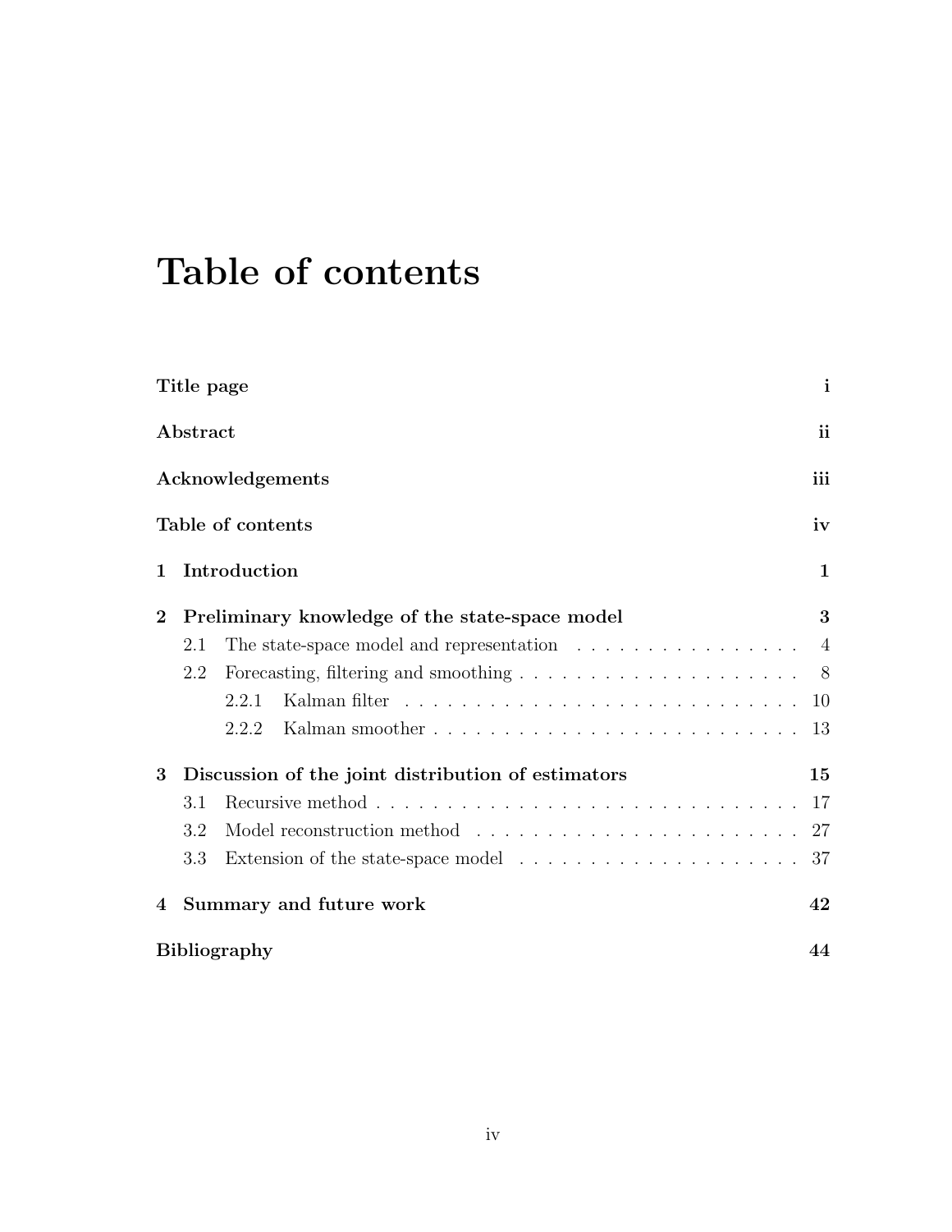# Table of contents

**Title page** **i**

**Abstract** **ii**

**Acknowledgements** **iii**

**Table of contents** **iv**

**1 Introduction** **1**

**2 Preliminary knowledge of the state-space model** **3**

- 2.1 The state-space model and representation . . . . . . . . . . . . . . . . 4
- 2.2 Forecasting, filtering and smoothing . . . . . . . . . . . . . . . . . . . . 8
  - 2.2.1 Kalman filter . . . . . . . . . . . . . . . . . . . . . . . . . . . 10
  - 2.2.2 Kalman smoother . . . . . . . . . . . . . . . . . . . . . . . . . 13

**3 Discussion of the joint distribution of estimators** **15**

- 3.1 Recursive method . . . . . . . . . . . . . . . . . . . . . . . . . . . . . 17
- 3.2 Model reconstruction method . . . . . . . . . . . . . . . . . . . . . . . 27
- 3.3 Extension of the state-space model . . . . . . . . . . . . . . . . . . . . 37

**4 Summary and future work** **42**

**Bibliography** **44**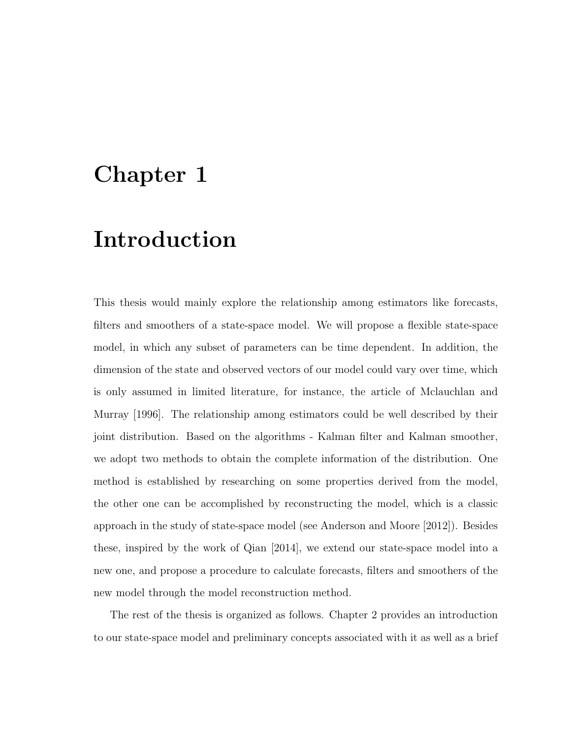# Chapter 1

# Introduction

This thesis would mainly explore the relationship among estimators like forecasts, filters and smoothers of a state-space model. We will propose a flexible state-space model, in which any subset of parameters can be time dependent. In addition, the dimension of the state and observed vectors of our model could vary over time, which is only assumed in limited literature, for instance, the article of Mclauchlan and Murray [1996]. The relationship among estimators could be well described by their joint distribution. Based on the algorithms - Kalman filter and Kalman smoother, we adopt two methods to obtain the complete information of the distribution. One method is established by researching on some properties derived from the model, the other one can be accomplished by reconstructing the model, which is a classic approach in the study of state-space model (see Anderson and Moore [2012]). Besides these, inspired by the work of Qian [2014], we extend our state-space model into a new one, and propose a procedure to calculate forecasts, filters and smoothers of the new model through the model reconstruction method.

The rest of the thesis is organized as follows. Chapter 2 provides an introduction to our state-space model and preliminary concepts associated with it as well as a brief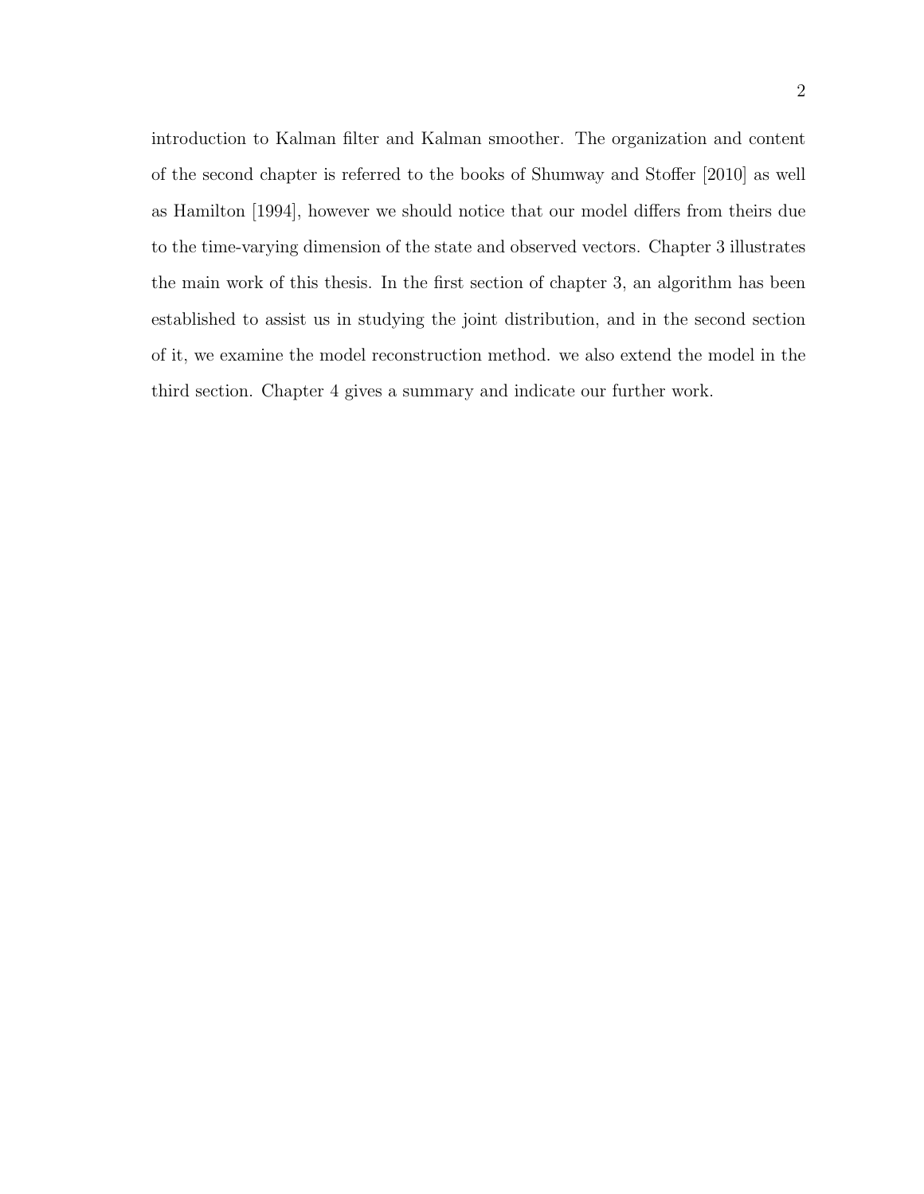introduction to Kalman filter and Kalman smoother. The organization and content of the second chapter is referred to the books of Shumway and Stoffer [2010] as well as Hamilton [1994], however we should notice that our model differs from theirs due to the time-varying dimension of the state and observed vectors. Chapter 3 illustrates the main work of this thesis. In the first section of chapter 3, an algorithm has been established to assist us in studying the joint distribution, and in the second section of it, we examine the model reconstruction method. we also extend the model in the third section. Chapter 4 gives a summary and indicate our further work.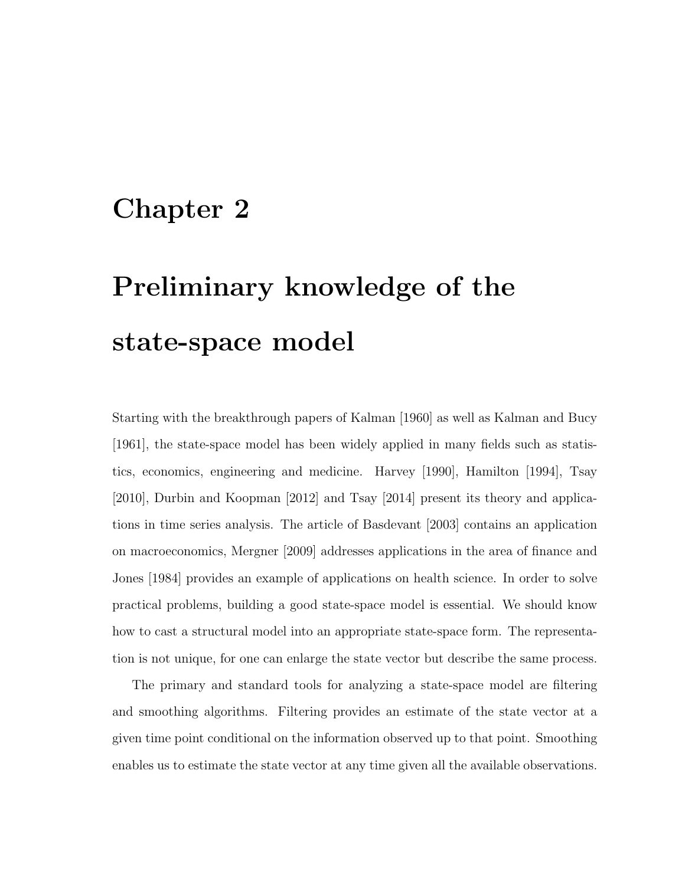# Chapter 2

# Preliminary knowledge of the state-space model

Starting with the breakthrough papers of Kalman [1960] as well as Kalman and Bucy [1961], the state-space model has been widely applied in many fields such as statistics, economics, engineering and medicine. Harvey [1990], Hamilton [1994], Tsay [2010], Durbin and Koopman [2012] and Tsay [2014] present its theory and applications in time series analysis. The article of Basdevant [2003] contains an application on macroeconomics, Mergner [2009] addresses applications in the area of finance and Jones [1984] provides an example of applications on health science. In order to solve practical problems, building a good state-space model is essential. We should know how to cast a structural model into an appropriate state-space form. The representation is not unique, for one can enlarge the state vector but describe the same process.

The primary and standard tools for analyzing a state-space model are filtering and smoothing algorithms. Filtering provides an estimate of the state vector at a given time point conditional on the information observed up to that point. Smoothing enables us to estimate the state vector at any time given all the available observations.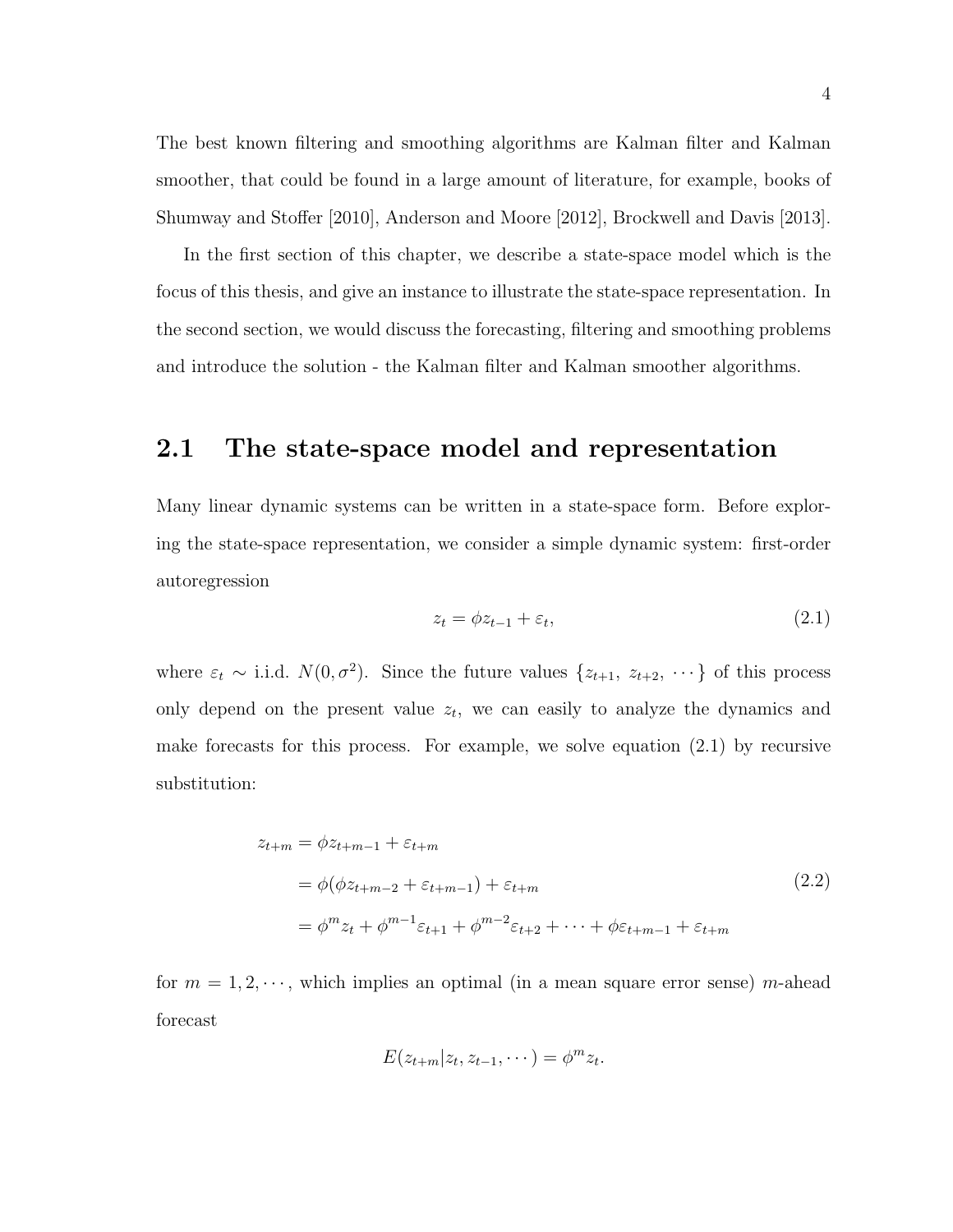The best known filtering and smoothing algorithms are Kalman filter and Kalman smoother, that could be found in a large amount of literature, for example, books of Shumway and Stoffer [2010], Anderson and Moore [2012], Brockwell and Davis [2013].

In the first section of this chapter, we describe a state-space model which is the focus of this thesis, and give an instance to illustrate the state-space representation. In the second section, we would discuss the forecasting, filtering and smoothing problems and introduce the solution - the Kalman filter and Kalman smoother algorithms.

## 2.1 The state-space model and representation

Many linear dynamic systems can be written in a state-space form. Before exploring the state-space representation, we consider a simple dynamic system: first-order autoregression

$$z_t = \phi z_{t-1} + \varepsilon_t, \tag{2.1}$$

where $\varepsilon_t \sim$ i.i.d. $N(0, \sigma^2)$. Since the future values $\{z_{t+1},\ z_{t+2},\ \cdots\}$ of this process only depend on the present value $z_t$, we can easily to analyze the dynamics and make forecasts for this process. For example, we solve equation (2.1) by recursive substitution:

$$\begin{aligned} z_{t+m} &= \phi z_{t+m-1} + \varepsilon_{t+m} \\ &= \phi(\phi z_{t+m-2} + \varepsilon_{t+m-1}) + \varepsilon_{t+m} \\ &= \phi^m z_t + \phi^{m-1}\varepsilon_{t+1} + \phi^{m-2}\varepsilon_{t+2} + \cdots + \phi\varepsilon_{t+m-1} + \varepsilon_{t+m} \end{aligned} \tag{2.2}$$

for $m = 1, 2, \cdots$, which implies an optimal (in a mean square error sense) $m$-ahead forecast

$$E(z_{t+m}|z_t, z_{t-1}, \cdots) = \phi^m z_t.$$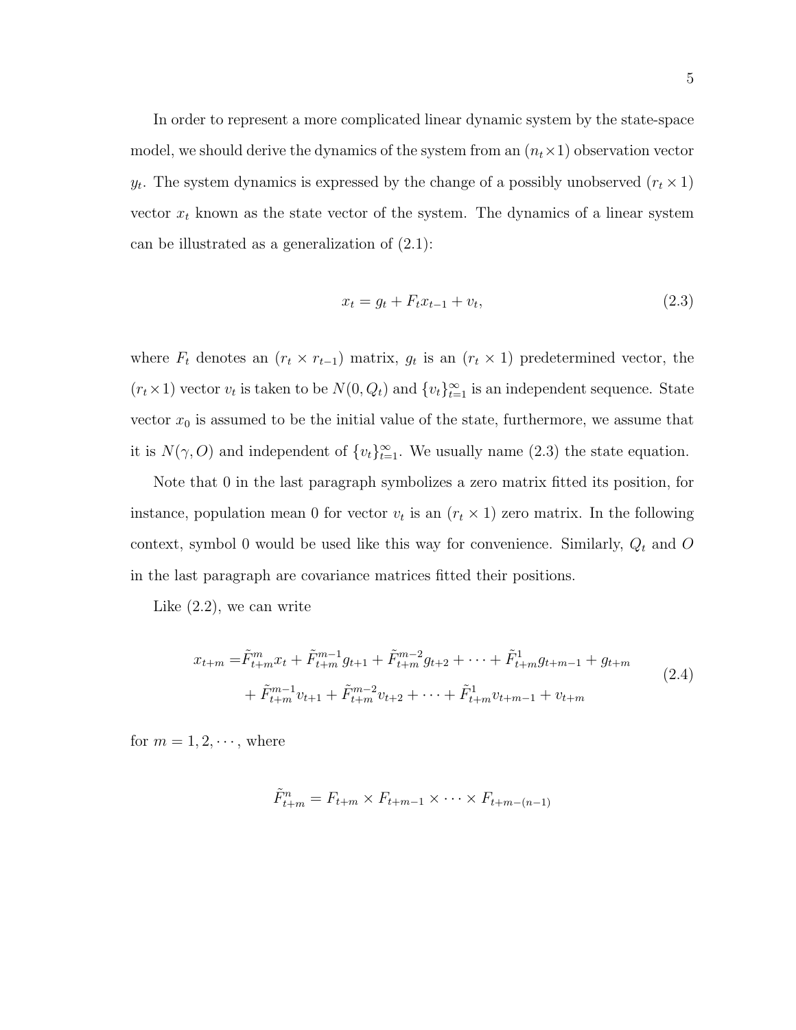In order to represent a more complicated linear dynamic system by the state-space model, we should derive the dynamics of the system from an $(n_t \times 1)$ observation vector $y_t$. The system dynamics is expressed by the change of a possibly unobserved $(r_t \times 1)$ vector $x_t$ known as the state vector of the system. The dynamics of a linear system can be illustrated as a generalization of (2.1):

$$x_t = g_t + F_t x_{t-1} + v_t, \tag{2.3}$$

where $F_t$ denotes an $(r_t \times r_{t-1})$ matrix, $g_t$ is an $(r_t \times 1)$ predetermined vector, the $(r_t \times 1)$ vector $v_t$ is taken to be $N(0, Q_t)$ and $\{v_t\}_{t=1}^{\infty}$ is an independent sequence. State vector $x_0$ is assumed to be the initial value of the state, furthermore, we assume that it is $N(\gamma, O)$ and independent of $\{v_t\}_{t=1}^{\infty}$. We usually name (2.3) the state equation.

Note that 0 in the last paragraph symbolizes a zero matrix fitted its position, for instance, population mean 0 for vector $v_t$ is an $(r_t \times 1)$ zero matrix. In the following context, symbol 0 would be used like this way for convenience. Similarly, $Q_t$ and $O$ in the last paragraph are covariance matrices fitted their positions.

Like (2.2), we can write

$$\begin{aligned} x_{t+m} =& \tilde{F}_{t+m}^{m} x_t + \tilde{F}_{t+m}^{m-1} g_{t+1} + \tilde{F}_{t+m}^{m-2} g_{t+2} + \cdots + \tilde{F}_{t+m}^{1} g_{t+m-1} + g_{t+m} \\ &+ \tilde{F}_{t+m}^{m-1} v_{t+1} + \tilde{F}_{t+m}^{m-2} v_{t+2} + \cdots + \tilde{F}_{t+m}^{1} v_{t+m-1} + v_{t+m} \end{aligned} \tag{2.4}$$

for $m = 1, 2, \cdots$, where

$$\tilde{F}_{t+m}^{n} = F_{t+m} \times F_{t+m-1} \times \cdots \times F_{t+m-(n-1)}$$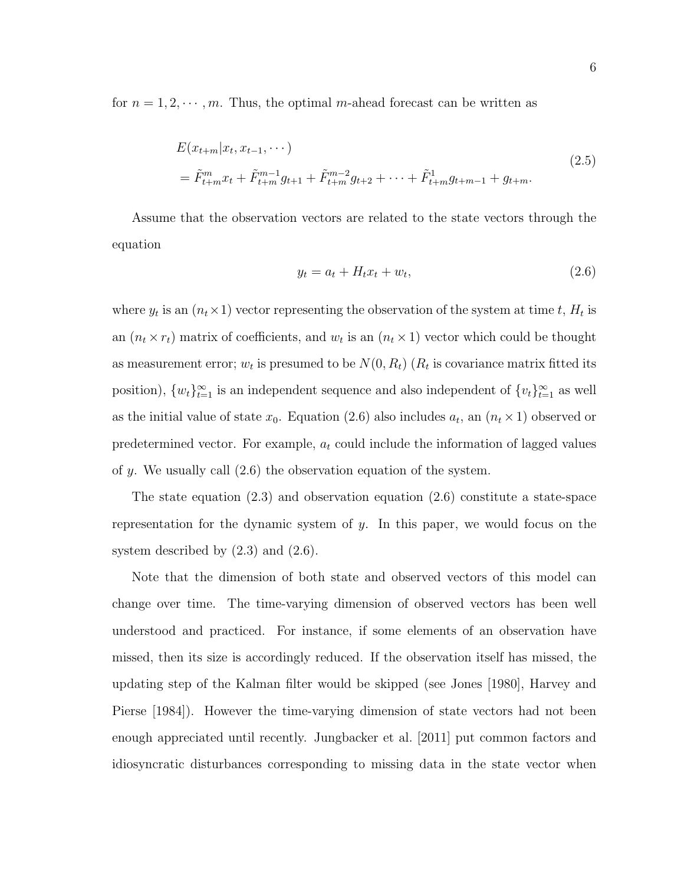for $n = 1, 2, \cdots, m$. Thus, the optimal $m$-ahead forecast can be written as

$$
\begin{aligned}
&E(x_{t+m}|x_t, x_{t-1}, \cdots) \\
&= \tilde{F}_{t+m}^{m} x_t + \tilde{F}_{t+m}^{m-1} g_{t+1} + \tilde{F}_{t+m}^{m-2} g_{t+2} + \cdots + \tilde{F}_{t+m}^{1} g_{t+m-1} + g_{t+m}.
\end{aligned}
\tag{2.5}
$$

Assume that the observation vectors are related to the state vectors through the equation

$$
y_t = a_t + H_t x_t + w_t, \tag{2.6}
$$

where $y_t$ is an $(n_t \times 1)$ vector representing the observation of the system at time $t$, $H_t$ is an $(n_t \times r_t)$ matrix of coefficients, and $w_t$ is an $(n_t \times 1)$ vector which could be thought as measurement error; $w_t$ is presumed to be $N(0, R_t)$ ($R_t$ is covariance matrix fitted its position), $\{w_t\}_{t=1}^{\infty}$ is an independent sequence and also independent of $\{v_t\}_{t=1}^{\infty}$ as well as the initial value of state $x_0$. Equation (2.6) also includes $a_t$, an $(n_t \times 1)$ observed or predetermined vector. For example, $a_t$ could include the information of lagged values of $y$. We usually call (2.6) the observation equation of the system.

The state equation (2.3) and observation equation (2.6) constitute a state-space representation for the dynamic system of $y$. In this paper, we would focus on the system described by (2.3) and (2.6).

Note that the dimension of both state and observed vectors of this model can change over time. The time-varying dimension of observed vectors has been well understood and practiced. For instance, if some elements of an observation have missed, then its size is accordingly reduced. If the observation itself has missed, the updating step of the Kalman filter would be skipped (see Jones [1980], Harvey and Pierse [1984]). However the time-varying dimension of state vectors had not been enough appreciated until recently. Jungbacker et al. [2011] put common factors and idiosyncratic disturbances corresponding to missing data in the state vector when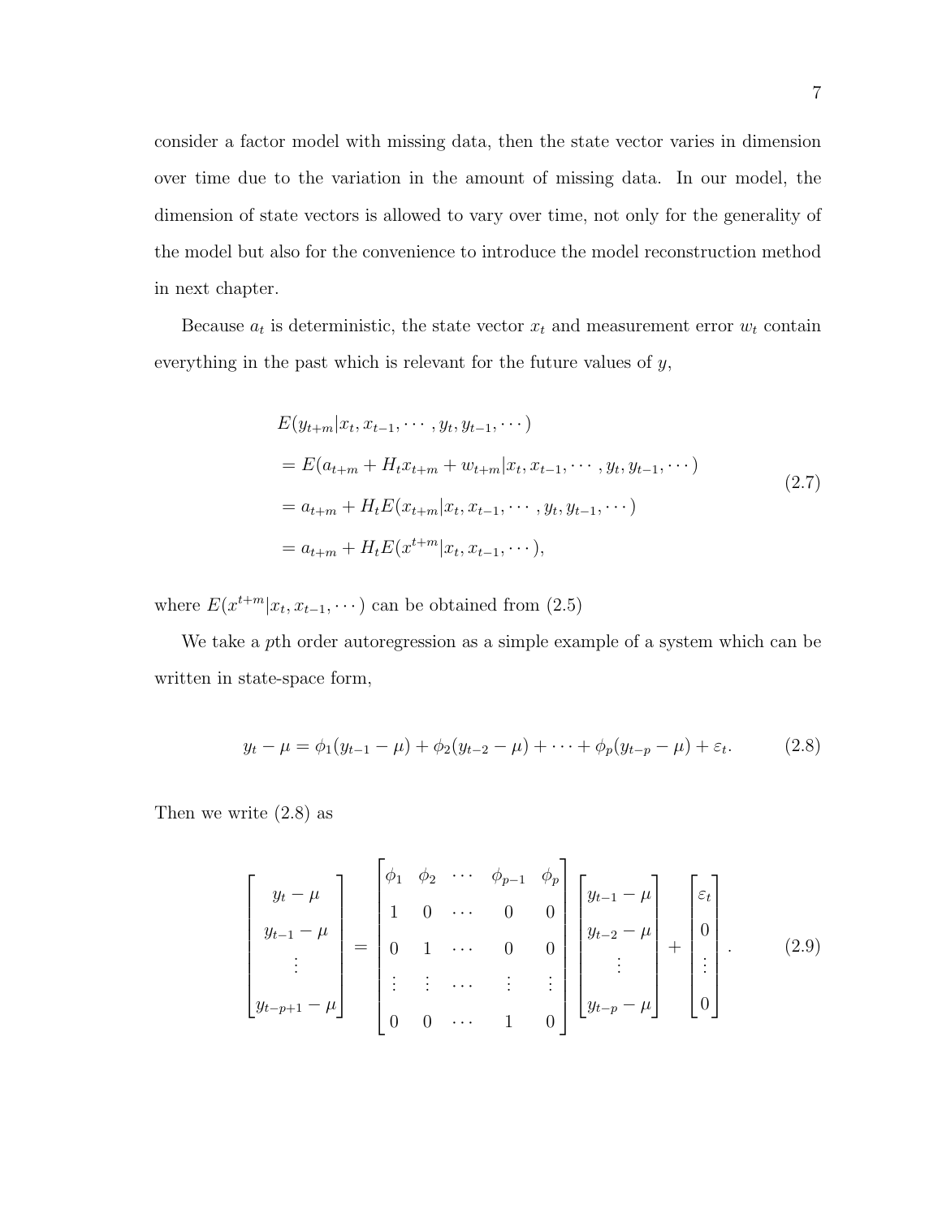consider a factor model with missing data, then the state vector varies in dimension over time due to the variation in the amount of missing data. In our model, the dimension of state vectors is allowed to vary over time, not only for the generality of the model but also for the convenience to introduce the model reconstruction method in next chapter.

Because $a_t$ is deterministic, the state vector $x_t$ and measurement error $w_t$ contain everything in the past which is relevant for the future values of $y$,

$$
\begin{aligned}
&E(y_{t+m}|x_t, x_{t-1}, \cdots, y_t, y_{t-1}, \cdots) \\
&= E(a_{t+m} + H_t x_{t+m} + w_{t+m}|x_t, x_{t-1}, \cdots, y_t, y_{t-1}, \cdots) \\
&= a_{t+m} + H_t E(x_{t+m}|x_t, x_{t-1}, \cdots, y_t, y_{t-1}, \cdots) \\
&= a_{t+m} + H_t E(x^{t+m}|x_t, x_{t-1}, \cdots),
\end{aligned}
\tag{2.7}
$$

where $E(x^{t+m}|x_t, x_{t-1}, \cdots)$ can be obtained from (2.5)

We take a $p$th order autoregression as a simple example of a system which can be written in state-space form,

$$
y_t - \mu = \phi_1(y_{t-1} - \mu) + \phi_2(y_{t-2} - \mu) + \cdots + \phi_p(y_{t-p} - \mu) + \varepsilon_t. \tag{2.8}
$$

Then we write (2.8) as

$$
\begin{bmatrix} y_t - \mu \\ y_{t-1} - \mu \\ \vdots \\ y_{t-p+1} - \mu \end{bmatrix}
=
\begin{bmatrix}
\phi_1 & \phi_2 & \cdots & \phi_{p-1} & \phi_p \\
1 & 0 & \cdots & 0 & 0 \\
0 & 1 & \cdots & 0 & 0 \\
\vdots & \vdots & \cdots & \vdots & \vdots \\
0 & 0 & \cdots & 1 & 0
\end{bmatrix}
\begin{bmatrix} y_{t-1} - \mu \\ y_{t-2} - \mu \\ \vdots \\ y_{t-p} - \mu \end{bmatrix}
+
\begin{bmatrix} \varepsilon_t \\ 0 \\ \vdots \\ 0 \end{bmatrix}. \tag{2.9}
$$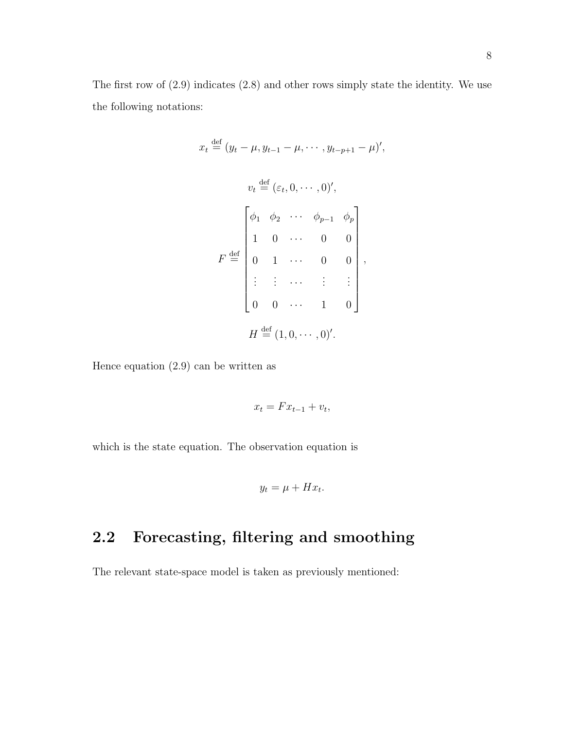The first row of (2.9) indicates (2.8) and other rows simply state the identity. We use the following notations:

$$x_t \stackrel{\text{def}}{=} (y_t - \mu, y_{t-1} - \mu, \cdots, y_{t-p+1} - \mu)',$$

$$v_t \stackrel{\text{def}}{=} (\varepsilon_t, 0, \cdots, 0)',$$

$$F \stackrel{\text{def}}{=} \begin{bmatrix} \phi_1 & \phi_2 & \cdots & \phi_{p-1} & \phi_p \\ 1 & 0 & \cdots & 0 & 0 \\ 0 & 1 & \cdots & 0 & 0 \\ \vdots & \vdots & \cdots & \vdots & \vdots \\ 0 & 0 & \cdots & 1 & 0 \end{bmatrix},$$

$$H \stackrel{\text{def}}{=} (1, 0, \cdots, 0)'.$$

Hence equation (2.9) can be written as

$$x_t = F x_{t-1} + v_t,$$

which is the state equation. The observation equation is

$$y_t = \mu + H x_t.$$

## 2.2 Forecasting, filtering and smoothing

The relevant state-space model is taken as previously mentioned: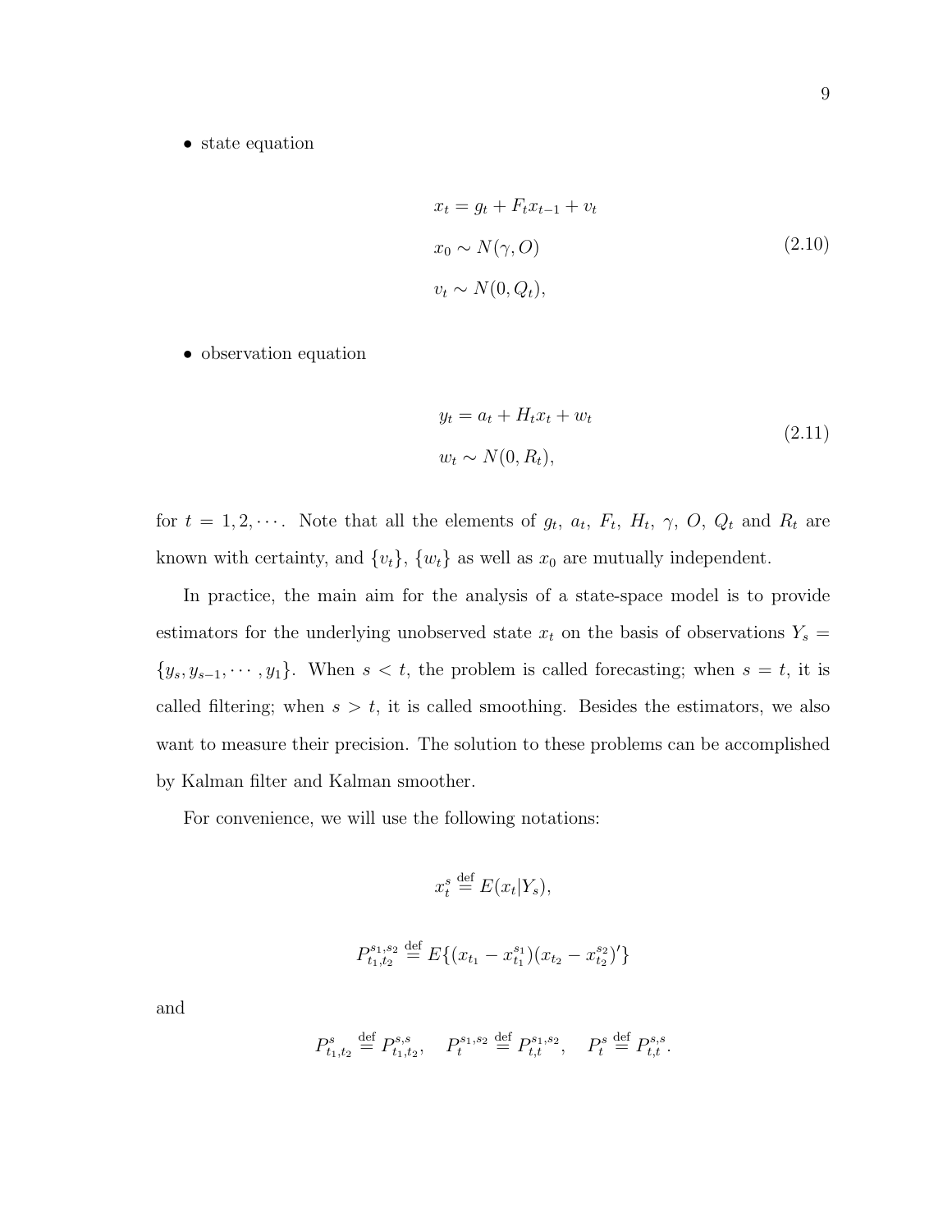- state equation

$$
\begin{aligned}
& x_t = g_t + F_t x_{t-1} + v_t \\
& x_0 \sim N(\gamma, O) \\
& v_t \sim N(0, Q_t),
\end{aligned}
\tag{2.10}
$$

- observation equation

$$
\begin{aligned}
& y_t = a_t + H_t x_t + w_t \\
& w_t \sim N(0, R_t),
\end{aligned}
\tag{2.11}
$$

for $t = 1, 2, \cdots$. Note that all the elements of $g_t$, $a_t$, $F_t$, $H_t$, $\gamma$, $O$, $Q_t$ and $R_t$ are known with certainty, and $\{v_t\}$, $\{w_t\}$ as well as $x_0$ are mutually independent.

In practice, the main aim for the analysis of a state-space model is to provide estimators for the underlying unobserved state $x_t$ on the basis of observations $Y_s = \{y_s, y_{s-1}, \cdots, y_1\}$. When $s < t$, the problem is called forecasting; when $s = t$, it is called filtering; when $s > t$, it is called smoothing. Besides the estimators, we also want to measure their precision. The solution to these problems can be accomplished by Kalman filter and Kalman smoother.

For convenience, we will use the following notations:

$$
x_t^s \stackrel{\text{def}}{=} E(x_t | Y_s),
$$

$$
P_{t_1,t_2}^{s_1,s_2} \stackrel{\text{def}}{=} E\{(x_{t_1} - x_{t_1}^{s_1})(x_{t_2} - x_{t_2}^{s_2})'\}
$$

and

$$
P_{t_1,t_2}^{s} \stackrel{\text{def}}{=} P_{t_1,t_2}^{s,s}, \quad P_t^{s_1,s_2} \stackrel{\text{def}}{=} P_{t,t}^{s_1,s_2}, \quad P_t^s \stackrel{\text{def}}{=} P_{t,t}^{s,s}.
$$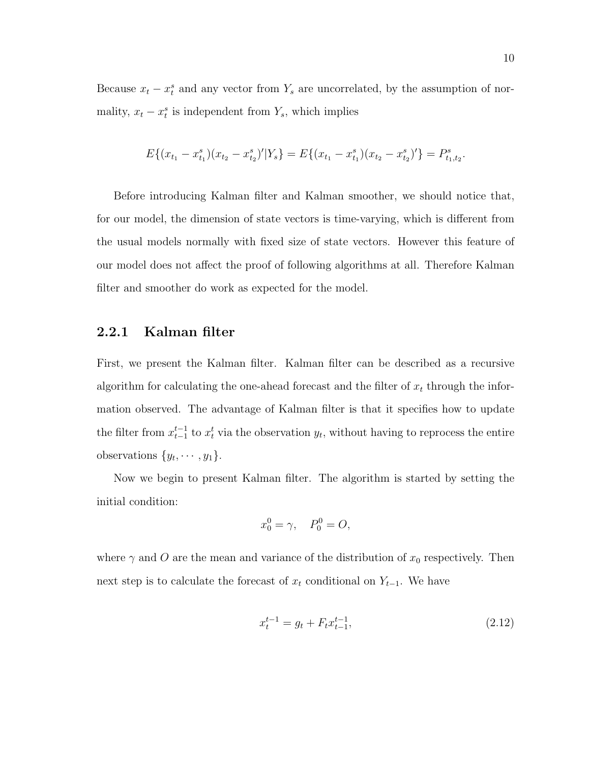Because $x_t - x_t^s$ and any vector from $Y_s$ are uncorrelated, by the assumption of normality, $x_t - x_t^s$ is independent from $Y_s$, which implies

$$E\{(x_{t_1} - x_{t_1}^s)(x_{t_2} - x_{t_2}^s)'|Y_s\} = E\{(x_{t_1} - x_{t_1}^s)(x_{t_2} - x_{t_2}^s)'\} = P_{t_1,t_2}^s.$$

Before introducing Kalman filter and Kalman smoother, we should notice that, for our model, the dimension of state vectors is time-varying, which is different from the usual models normally with fixed size of state vectors. However this feature of our model does not affect the proof of following algorithms at all. Therefore Kalman filter and smoother do work as expected for the model.

### 2.2.1 Kalman filter

First, we present the Kalman filter. Kalman filter can be described as a recursive algorithm for calculating the one-ahead forecast and the filter of $x_t$ through the information observed. The advantage of Kalman filter is that it specifies how to update the filter from $x_{t-1}^{t-1}$ to $x_t^t$ via the observation $y_t$, without having to reprocess the entire observations $\{y_t, \cdots, y_1\}$.

Now we begin to present Kalman filter. The algorithm is started by setting the initial condition:

$$x_0^0 = \gamma, \quad P_0^0 = O,$$

where $\gamma$ and $O$ are the mean and variance of the distribution of $x_0$ respectively. Then next step is to calculate the forecast of $x_t$ conditional on $Y_{t-1}$. We have

$$x_t^{t-1} = g_t + F_t x_{t-1}^{t-1}, \tag{2.12}$$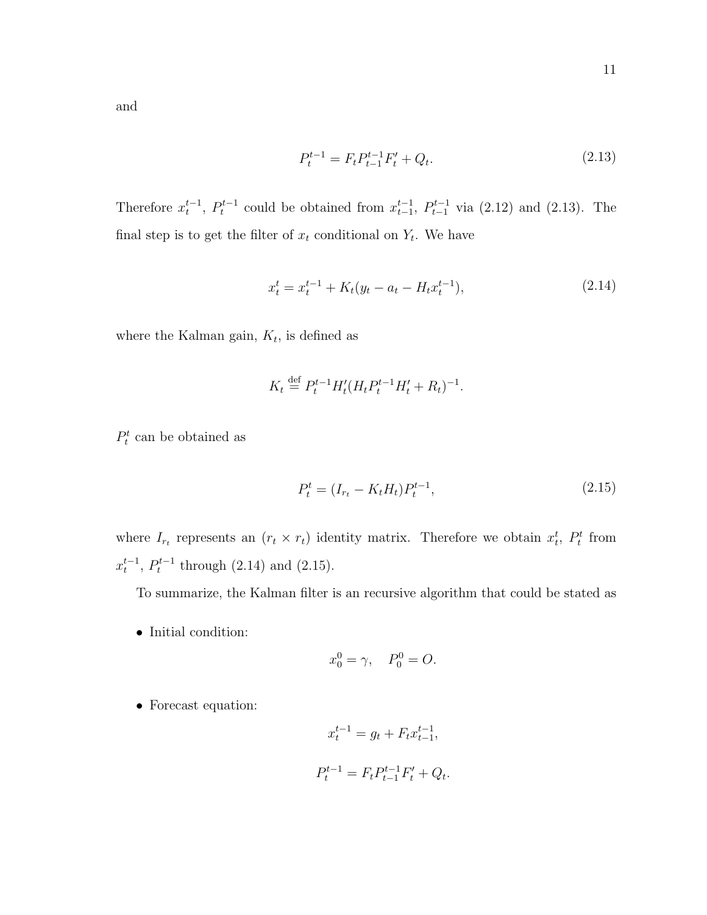and

$$P_t^{t-1} = F_t P_{t-1}^{t-1} F_t' + Q_t. \tag{2.13}$$

Therefore $x_t^{t-1}$, $P_t^{t-1}$ could be obtained from $x_{t-1}^{t-1}$, $P_{t-1}^{t-1}$ via (2.12) and (2.13). The final step is to get the filter of $x_t$ conditional on $Y_t$. We have

$$x_t^t = x_t^{t-1} + K_t(y_t - a_t - H_t x_t^{t-1}), \tag{2.14}$$

where the Kalman gain, $K_t$, is defined as

$$K_t \stackrel{\text{def}}{=} P_t^{t-1} H_t' (H_t P_t^{t-1} H_t' + R_t)^{-1}.$$

$P_t^t$ can be obtained as

$$P_t^t = (I_{r_t} - K_t H_t) P_t^{t-1}, \tag{2.15}$$

where $I_{r_t}$ represents an $(r_t \times r_t)$ identity matrix. Therefore we obtain $x_t^t$, $P_t^t$ from $x_t^{t-1}$, $P_t^{t-1}$ through (2.14) and (2.15).

To summarize, the Kalman filter is an recursive algorithm that could be stated as

- Initial condition:

$$x_0^0 = \gamma, \quad P_0^0 = O.$$

- Forecast equation:

$$x_t^{t-1} = g_t + F_t x_{t-1}^{t-1},$$

$$P_t^{t-1} = F_t P_{t-1}^{t-1} F_t' + Q_t.$$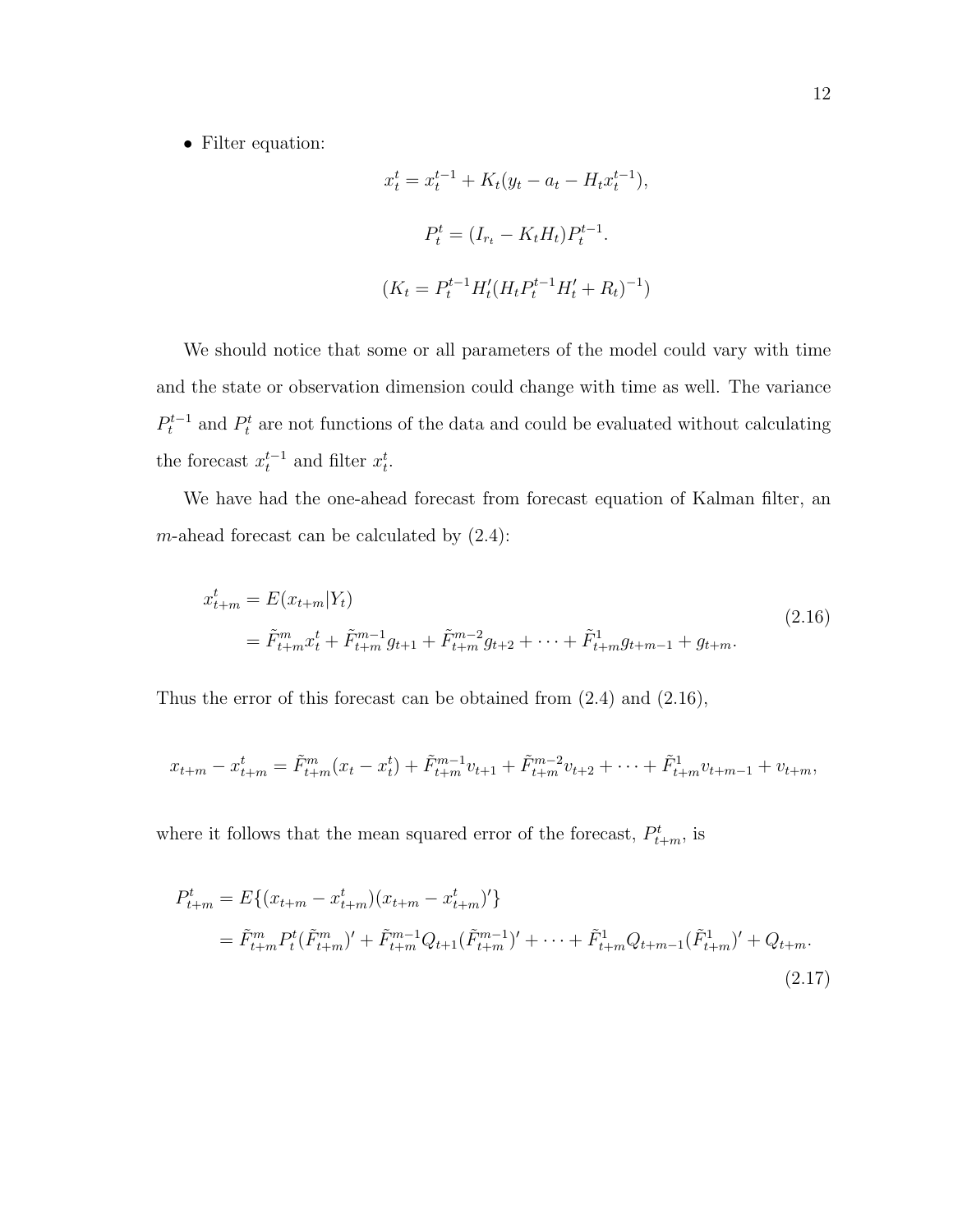- Filter equation:

$$x_t^t = x_t^{t-1} + K_t(y_t - a_t - H_t x_t^{t-1}),$$

$$P_t^t = (I_{r_t} - K_t H_t) P_t^{t-1}.$$

$$(K_t = P_t^{t-1} H_t' (H_t P_t^{t-1} H_t' + R_t)^{-1})$$

We should notice that some or all parameters of the model could vary with time and the state or observation dimension could change with time as well. The variance $P_t^{t-1}$ and $P_t^t$ are not functions of the data and could be evaluated without calculating the forecast $x_t^{t-1}$ and filter $x_t^t$.

We have had the one-ahead forecast from forecast equation of Kalman filter, an $m$-ahead forecast can be calculated by (2.4):

$$\begin{aligned} x_{t+m}^t &= E(x_{t+m}|Y_t) \\ &= \tilde{F}_{t+m}^m x_t^t + \tilde{F}_{t+m}^{m-1} g_{t+1} + \tilde{F}_{t+m}^{m-2} g_{t+2} + \cdots + \tilde{F}_{t+m}^1 g_{t+m-1} + g_{t+m}. \end{aligned} \tag{2.16}$$

Thus the error of this forecast can be obtained from (2.4) and (2.16),

$$x_{t+m} - x_{t+m}^t = \tilde{F}_{t+m}^m (x_t - x_t^t) + \tilde{F}_{t+m}^{m-1} v_{t+1} + \tilde{F}_{t+m}^{m-2} v_{t+2} + \cdots + \tilde{F}_{t+m}^1 v_{t+m-1} + v_{t+m},$$

where it follows that the mean squared error of the forecast, $P_{t+m}^t$, is

$$\begin{aligned} P_{t+m}^t &= E\{(x_{t+m} - x_{t+m}^t)(x_{t+m} - x_{t+m}^t)'\} \\ &= \tilde{F}_{t+m}^m P_t^t (\tilde{F}_{t+m}^m)' + \tilde{F}_{t+m}^{m-1} Q_{t+1} (\tilde{F}_{t+m}^{m-1})' + \cdots + \tilde{F}_{t+m}^1 Q_{t+m-1} (\tilde{F}_{t+m}^1)' + Q_{t+m}. \end{aligned} \tag{2.17}$$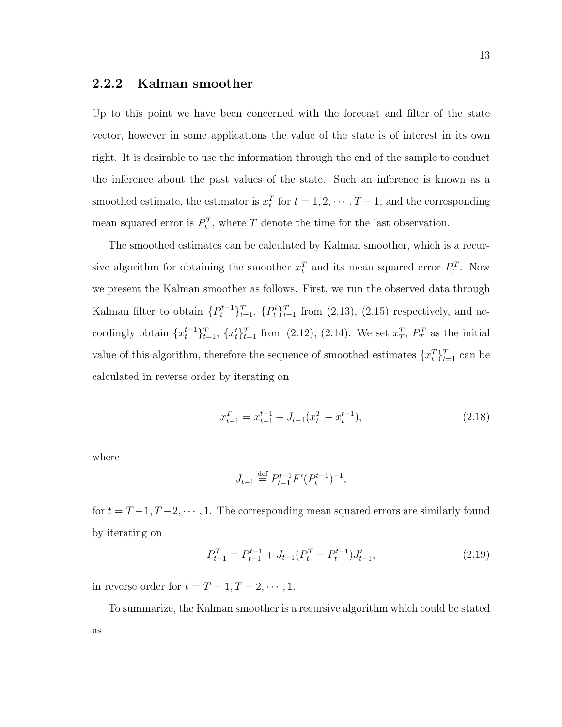### 2.2.2 Kalman smoother

Up to this point we have been concerned with the forecast and filter of the state vector, however in some applications the value of the state is of interest in its own right. It is desirable to use the information through the end of the sample to conduct the inference about the past values of the state. Such an inference is known as a smoothed estimate, the estimator is $x_t^T$ for $t = 1, 2, \cdots, T-1$, and the corresponding mean squared error is $P_t^T$, where $T$ denote the time for the last observation.

The smoothed estimates can be calculated by Kalman smoother, which is a recursive algorithm for obtaining the smoother $x_t^T$ and its mean squared error $P_t^T$. Now we present the Kalman smoother as follows. First, we run the observed data through Kalman filter to obtain $\{P_t^{t-1}\}_{t=1}^T$, $\{P_t^t\}_{t=1}^T$ from (2.13), (2.15) respectively, and accordingly obtain $\{x_t^{t-1}\}_{t=1}^T$, $\{x_t^t\}_{t=1}^T$ from (2.12), (2.14). We set $x_T^T$, $P_T^T$ as the initial value of this algorithm, therefore the sequence of smoothed estimates $\{x_t^T\}_{t=1}^T$ can be calculated in reverse order by iterating on

$$x_{t-1}^T = x_{t-1}^{t-1} + J_{t-1}(x_t^T - x_t^{t-1}), \tag{2.18}$$

where

$$J_{t-1} \stackrel{\text{def}}{=} P_{t-1}^{t-1} F' (P_t^{t-1})^{-1},$$

for $t = T-1, T-2, \cdots, 1$. The corresponding mean squared errors are similarly found by iterating on

$$P_{t-1}^T = P_{t-1}^{t-1} + J_{t-1}(P_t^T - P_t^{t-1}) J_{t-1}', \tag{2.19}$$

in reverse order for $t = T-1, T-2, \cdots, 1$.

To summarize, the Kalman smoother is a recursive algorithm which could be stated as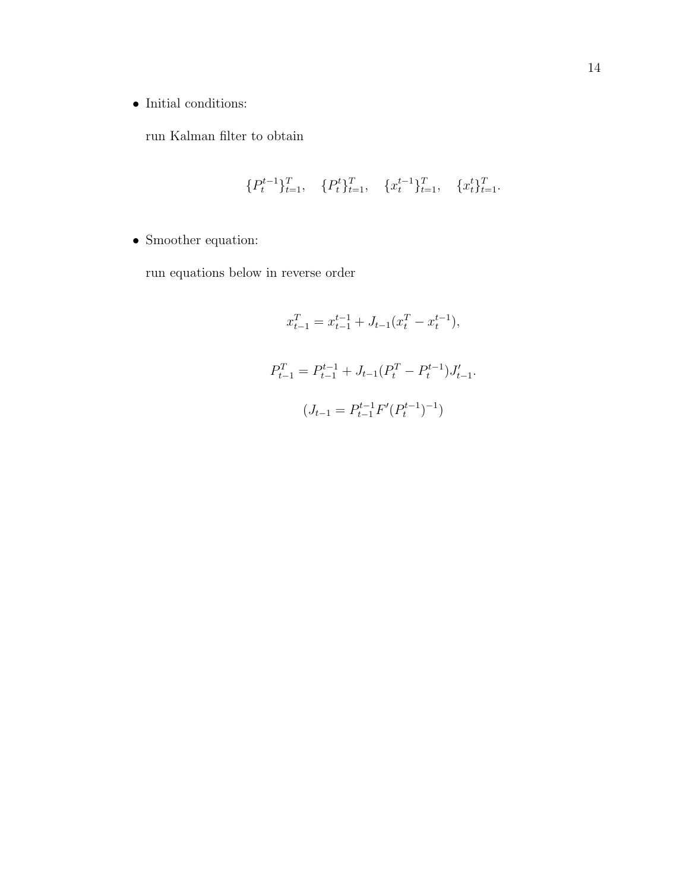- Initial conditions:

  run Kalman filter to obtain

$$\{P_t^{t-1}\}_{t=1}^T, \quad \{P_t^t\}_{t=1}^T, \quad \{x_t^{t-1}\}_{t=1}^T, \quad \{x_t^t\}_{t=1}^T.$$

- Smoother equation:

  run equations below in reverse order

$$x_{t-1}^T = x_{t-1}^{t-1} + J_{t-1}(x_t^T - x_t^{t-1}),$$

$$P_{t-1}^T = P_{t-1}^{t-1} + J_{t-1}(P_t^T - P_t^{t-1})J_{t-1}'.$$

$$(J_{t-1} = P_{t-1}^{t-1} F' (P_t^{t-1})^{-1})$$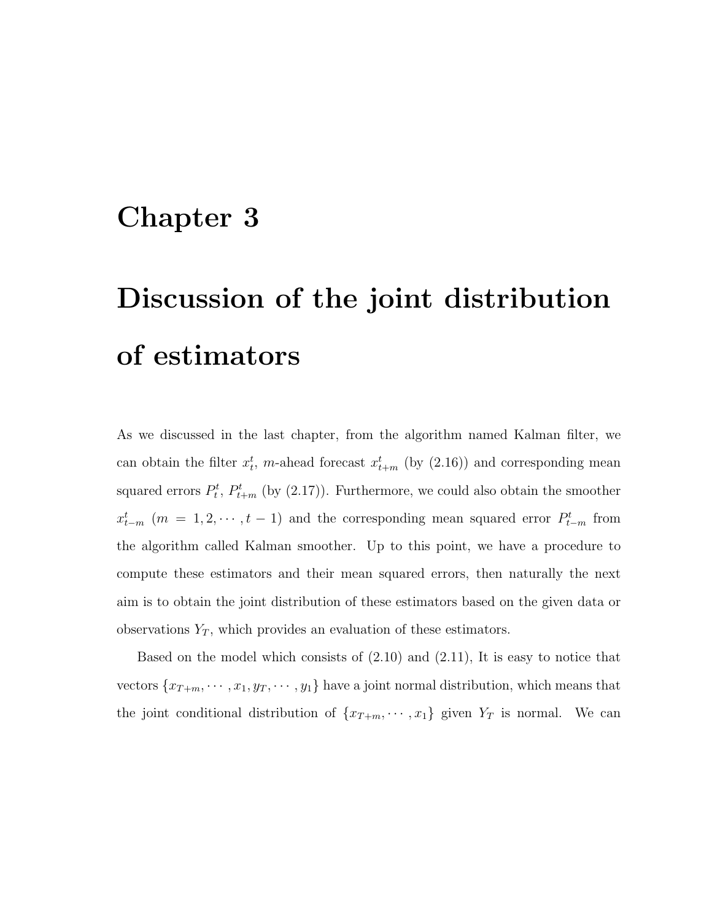# Chapter 3

# Discussion of the joint distribution of estimators

As we discussed in the last chapter, from the algorithm named Kalman filter, we can obtain the filter $x_t^t$, $m$-ahead forecast $x_{t+m}^t$ (by (2.16)) and corresponding mean squared errors $P_t^t$, $P_{t+m}^t$ (by (2.17)). Furthermore, we could also obtain the smoother $x_{t-m}^t$ $(m = 1, 2, \cdots, t-1)$ and the corresponding mean squared error $P_{t-m}^t$ from the algorithm called Kalman smoother. Up to this point, we have a procedure to compute these estimators and their mean squared errors, then naturally the next aim is to obtain the joint distribution of these estimators based on the given data or observations $Y_T$, which provides an evaluation of these estimators.

Based on the model which consists of (2.10) and (2.11), It is easy to notice that vectors $\{x_{T+m}, \cdots, x_1, y_T, \cdots, y_1\}$ have a joint normal distribution, which means that the joint conditional distribution of $\{x_{T+m}, \cdots, x_1\}$ given $Y_T$ is normal. We can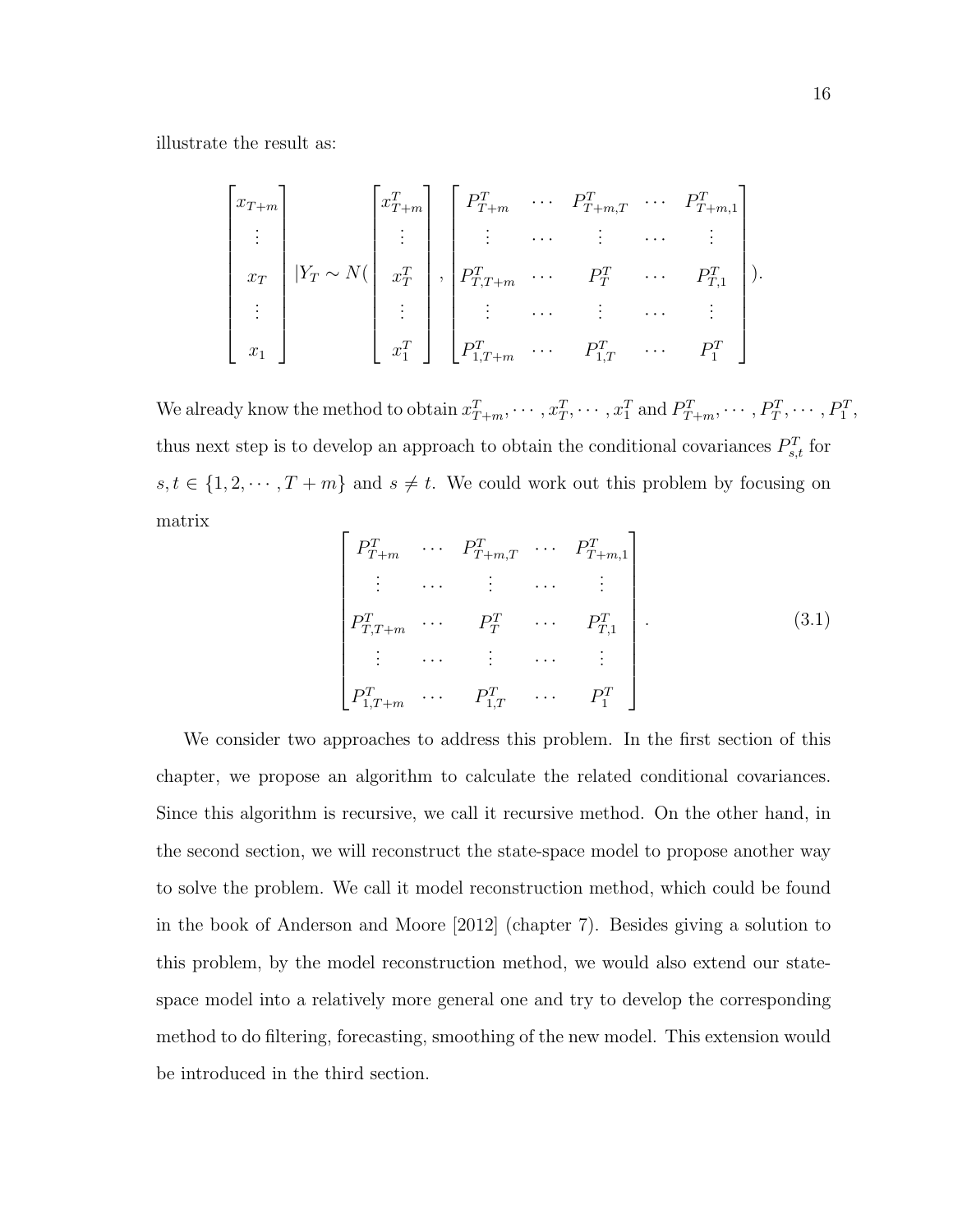illustrate the result as:

$$
\begin{bmatrix} x_{T+m} \\ \vdots \\ x_T \\ \vdots \\ x_1 \end{bmatrix} |Y_T \sim N(\begin{bmatrix} x_{T+m}^T \\ \vdots \\ x_T^T \\ \vdots \\ x_1^T \end{bmatrix}, \begin{bmatrix} P_{T+m}^T & \cdots & P_{T+m,T}^T & \cdots & P_{T+m,1}^T \\ \vdots & \cdots & \vdots & \cdots & \vdots \\ P_{T,T+m}^T & \cdots & P_T^T & \cdots & P_{T,1}^T \\ \vdots & \cdots & \vdots & \cdots & \vdots \\ P_{1,T+m}^T & \cdots & P_{1,T}^T & \cdots & P_1^T \end{bmatrix}).
$$

We already know the method to obtain $x_{T+m}^T, \cdots, x_T^T, \cdots, x_1^T$ and $P_{T+m}^T, \cdots, P_T^T, \cdots, P_1^T$, thus next step is to develop an approach to obtain the conditional covariances $P_{s,t}^T$ for $s, t \in \{1, 2, \cdots, T+m\}$ and $s \neq t$. We could work out this problem by focusing on matrix

$$
\begin{bmatrix} P_{T+m}^T & \cdots & P_{T+m,T}^T & \cdots & P_{T+m,1}^T \\ \vdots & \cdots & \vdots & \cdots & \vdots \\ P_{T,T+m}^T & \cdots & P_T^T & \cdots & P_{T,1}^T \\ \vdots & \cdots & \vdots & \cdots & \vdots \\ P_{1,T+m}^T & \cdots & P_{1,T}^T & \cdots & P_1^T \end{bmatrix}. \tag{3.1}
$$

We consider two approaches to address this problem. In the first section of this chapter, we propose an algorithm to calculate the related conditional covariances. Since this algorithm is recursive, we call it recursive method. On the other hand, in the second section, we will reconstruct the state-space model to propose another way to solve the problem. We call it model reconstruction method, which could be found in the book of Anderson and Moore [2012] (chapter 7). Besides giving a solution to this problem, by the model reconstruction method, we would also extend our state-space model into a relatively more general one and try to develop the corresponding method to do filtering, forecasting, smoothing of the new model. This extension would be introduced in the third section.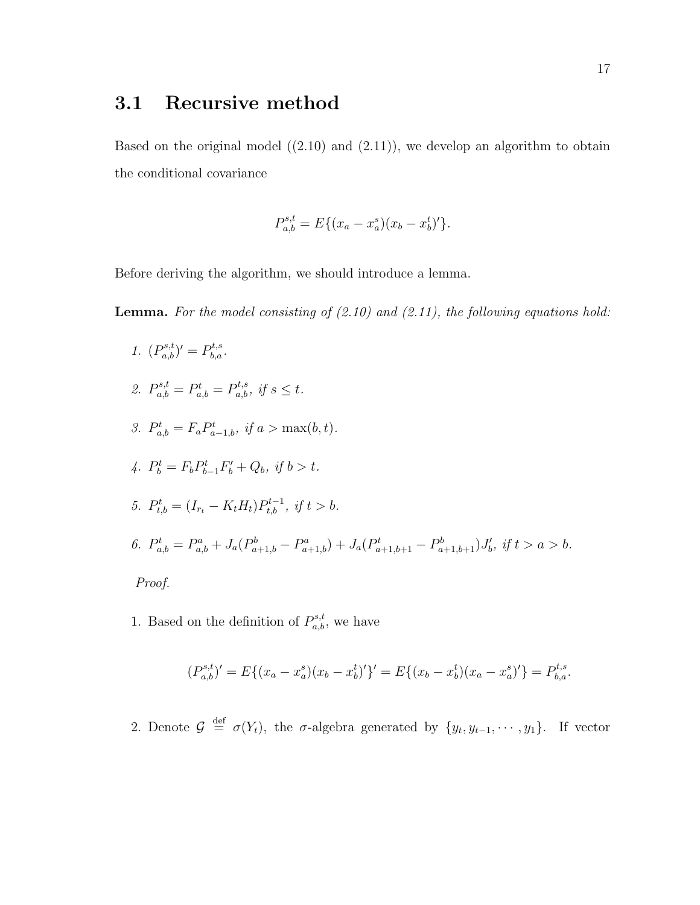## 3.1 Recursive method

Based on the original model ((2.10) and (2.11)), we develop an algorithm to obtain the conditional covariance

$$P_{a,b}^{s,t} = E\{(x_a - x_a^s)(x_b - x_b^t)'\}.$$

Before deriving the algorithm, we should introduce a lemma.

**Lemma.** *For the model consisting of (2.10) and (2.11), the following equations hold:*

1. $(P_{a,b}^{s,t})' = P_{b,a}^{t,s}$.
2. $P_{a,b}^{s,t} = P_{a,b}^{t} = P_{a,b}^{t,s}$, *if* $s \leq t$.
3. $P_{a,b}^{t} = F_a P_{a-1,b}^{t}$, *if* $a > \max(b, t)$.
4. $P_{b}^{t} = F_b P_{b-1}^{t} F_b' + Q_b$, *if* $b > t$.
5. $P_{t,b}^{t} = (I_{r_t} - K_t H_t) P_{t,b}^{t-1}$, *if* $t > b$.
6. $P_{a,b}^{t} = P_{a,b}^{a} + J_a(P_{a+1,b}^{b} - P_{a+1,b}^{a}) + J_a(P_{a+1,b+1}^{t} - P_{a+1,b+1}^{b})J_b'$, *if* $t > a > b$.

*Proof.*

1. Based on the definition of $P_{a,b}^{s,t}$, we have

$$(P_{a,b}^{s,t})' = E\{(x_a - x_a^s)(x_b - x_b^t)'\}' = E\{(x_b - x_b^t)(x_a - x_a^s)'\} = P_{b,a}^{t,s}.$$

2. Denote $\mathcal{G} \stackrel{\text{def}}{=} \sigma(Y_t)$, the $\sigma$-algebra generated by $\{y_t, y_{t-1}, \cdots, y_1\}$. If vector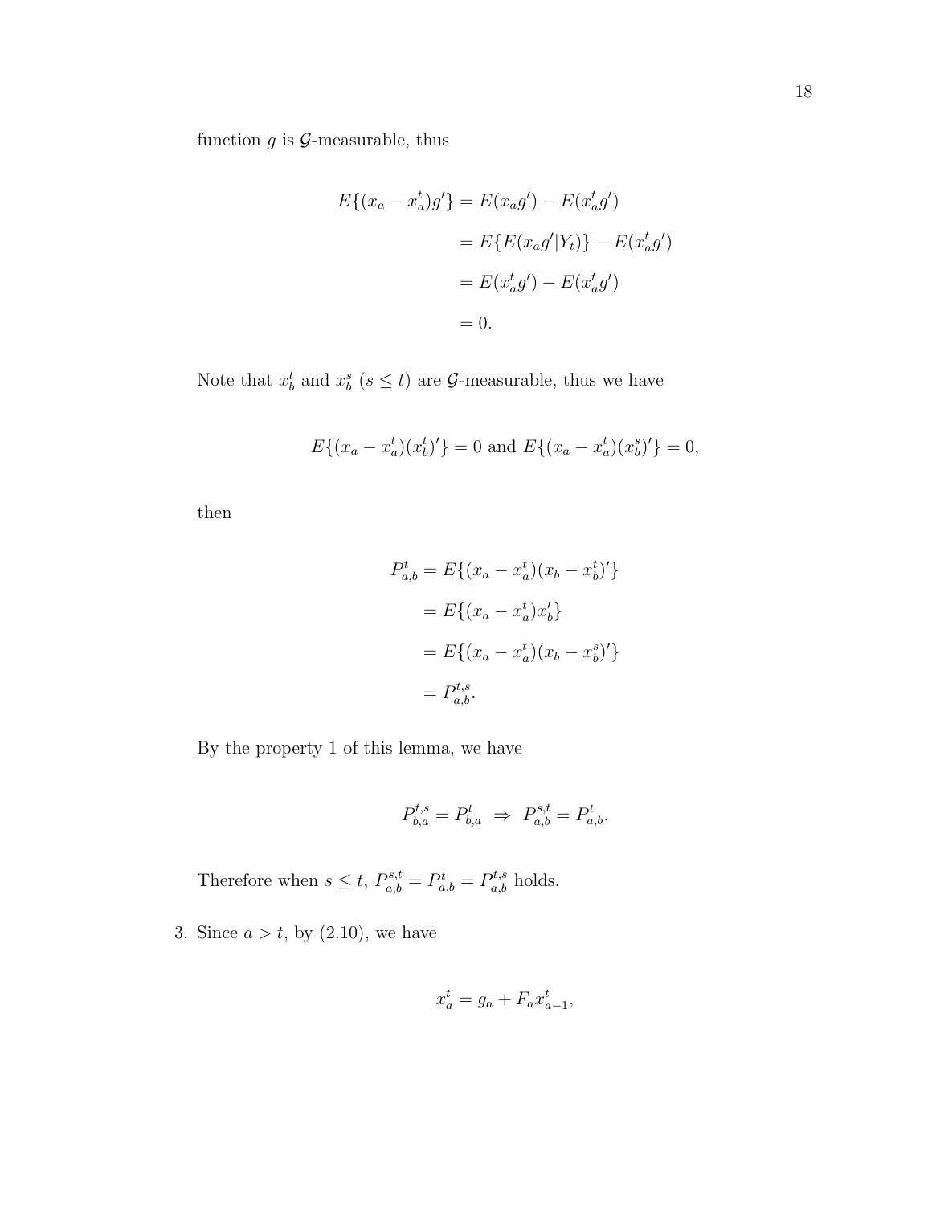function $g$ is $\mathcal{G}$-measurable, thus

$$
\begin{aligned}
E\{(x_a - x_a^t)g'\} &= E(x_a g') - E(x_a^t g') \\
&= E\{E(x_a g'|Y_t)\} - E(x_a^t g') \\
&= E(x_a^t g') - E(x_a^t g') \\
&= 0.
\end{aligned}
$$

Note that $x_b^t$ and $x_b^s$ $(s \leq t)$ are $\mathcal{G}$-measurable, thus we have

$$
E\{(x_a - x_a^t)(x_b^t)'\} = 0 \text{ and } E\{(x_a - x_a^t)(x_b^s)'\} = 0,
$$

then

$$
\begin{aligned}
P_{a,b}^t &= E\{(x_a - x_a^t)(x_b - x_b^t)'\} \\
&= E\{(x_a - x_a^t)x_b'\} \\
&= E\{(x_a - x_a^t)(x_b - x_b^s)'\} \\
&= P_{a,b}^{t,s}.
\end{aligned}
$$

By the property 1 of this lemma, we have

$$
P_{b,a}^{t,s} = P_{b,a}^t \;\Rightarrow\; P_{a,b}^{s,t} = P_{a,b}^t.
$$

Therefore when $s \leq t$, $P_{a,b}^{s,t} = P_{a,b}^t = P_{a,b}^{t,s}$ holds.

3. Since $a > t$, by (2.10), we have

$$
x_a^t = g_a + F_a x_{a-1}^t,
$$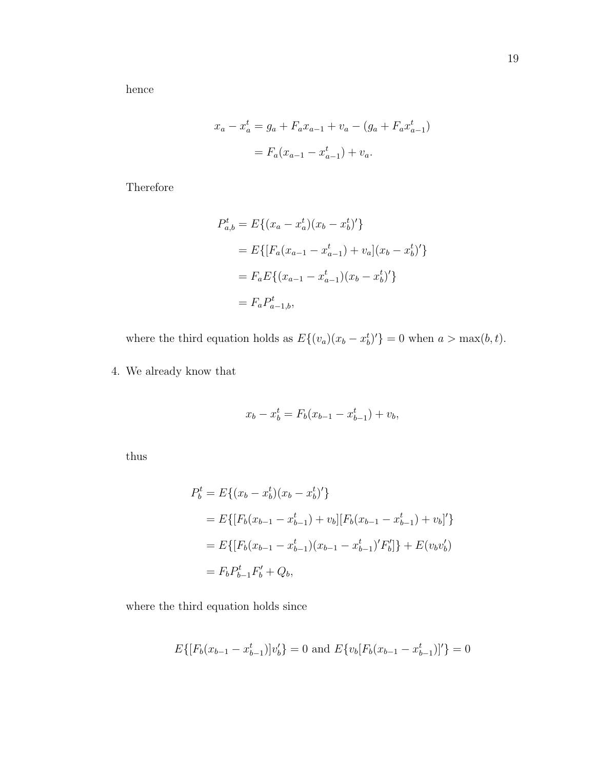hence

$$
\begin{aligned}
x_a - x_a^t &= g_a + F_a x_{a-1} + v_a - (g_a + F_a x_{a-1}^t) \\
&= F_a(x_{a-1} - x_{a-1}^t) + v_a.
\end{aligned}
$$

Therefore

$$
\begin{aligned}
P_{a,b}^t &= E\{(x_a - x_a^t)(x_b - x_b^t)'\} \\
&= E\{[F_a(x_{a-1} - x_{a-1}^t) + v_a](x_b - x_b^t)'\} \\
&= F_a E\{(x_{a-1} - x_{a-1}^t)(x_b - x_b^t)'\} \\
&= F_a P_{a-1,b}^t,
\end{aligned}
$$

where the third equation holds as $E\{(v_a)(x_b - x_b^t)'\} = 0$ when $a > \max(b, t)$.

4. We already know that

$$
x_b - x_b^t = F_b(x_{b-1} - x_{b-1}^t) + v_b,
$$

thus

$$
\begin{aligned}
P_b^t &= E\{(x_b - x_b^t)(x_b - x_b^t)'\} \\
&= E\{[F_b(x_{b-1} - x_{b-1}^t) + v_b][F_b(x_{b-1} - x_{b-1}^t) + v_b]'\} \\
&= E\{[F_b(x_{b-1} - x_{b-1}^t)(x_{b-1} - x_{b-1}^t)'F_b']\} + E(v_b v_b') \\
&= F_b P_{b-1}^t F_b' + Q_b,
\end{aligned}
$$

where the third equation holds since

$$
E\{[F_b(x_{b-1} - x_{b-1}^t)]v_b'\} = 0 \text{ and } E\{v_b[F_b(x_{b-1} - x_{b-1}^t)]'\} = 0
$$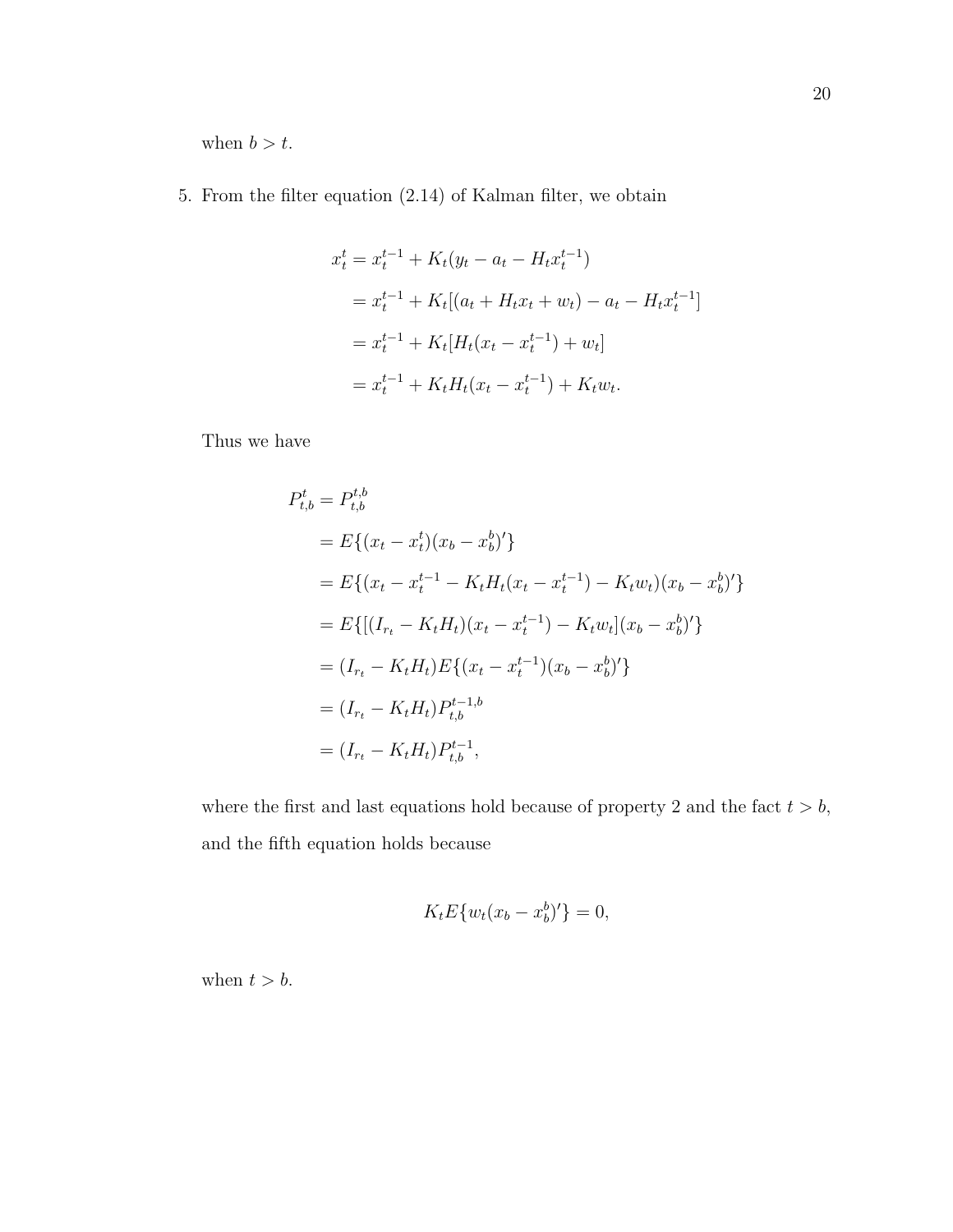when $b > t$.

5. From the filter equation (2.14) of Kalman filter, we obtain

$$
\begin{aligned}
x_t^t &= x_t^{t-1} + K_t(y_t - a_t - H_t x_t^{t-1}) \\
&= x_t^{t-1} + K_t[(a_t + H_t x_t + w_t) - a_t - H_t x_t^{t-1}] \\
&= x_t^{t-1} + K_t[H_t(x_t - x_t^{t-1}) + w_t] \\
&= x_t^{t-1} + K_t H_t(x_t - x_t^{t-1}) + K_t w_t.
\end{aligned}
$$

Thus we have

$$
\begin{aligned}
P_{t,b}^t &= P_{t,b}^{t,b} \\
&= E\{(x_t - x_t^t)(x_b - x_b^b)'\} \\
&= E\{(x_t - x_t^{t-1} - K_t H_t(x_t - x_t^{t-1}) - K_t w_t)(x_b - x_b^b)'\} \\
&= E\{[(I_{r_t} - K_t H_t)(x_t - x_t^{t-1}) - K_t w_t](x_b - x_b^b)'\} \\
&= (I_{r_t} - K_t H_t) E\{(x_t - x_t^{t-1})(x_b - x_b^b)'\} \\
&= (I_{r_t} - K_t H_t) P_{t,b}^{t-1,b} \\
&= (I_{r_t} - K_t H_t) P_{t,b}^{t-1},
\end{aligned}
$$

where the first and last equations hold because of property 2 and the fact $t > b$, and the fifth equation holds because

$$
K_t E\{w_t(x_b - x_b^b)'\} = 0,
$$

when $t > b$.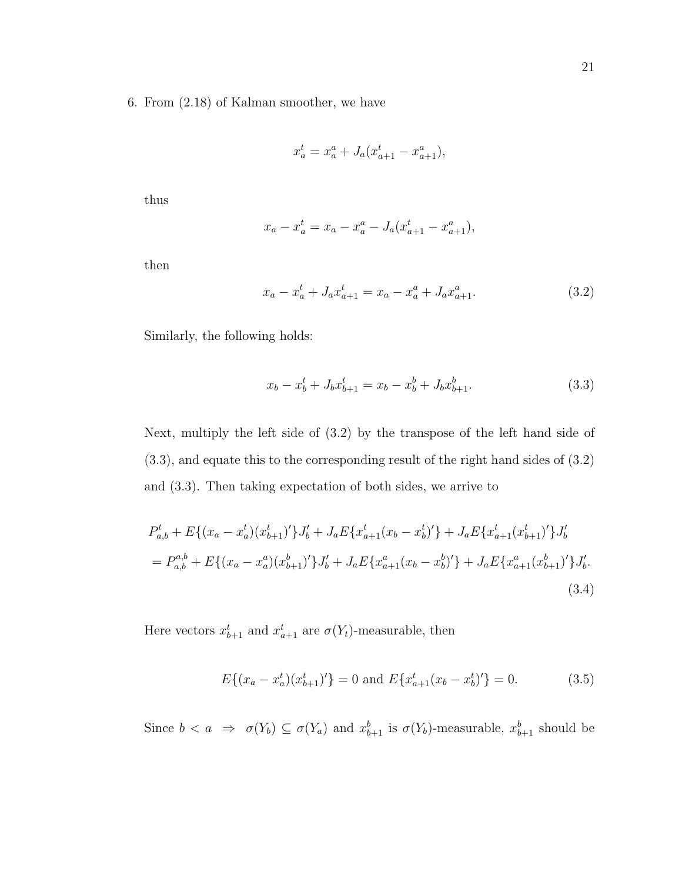6. From (2.18) of Kalman smoother, we have

$$x_a^t = x_a^a + J_a(x_{a+1}^t - x_{a+1}^a),$$

thus

$$x_a - x_a^t = x_a - x_a^a - J_a(x_{a+1}^t - x_{a+1}^a),$$

then

$$x_a - x_a^t + J_a x_{a+1}^t = x_a - x_a^a + J_a x_{a+1}^a. \tag{3.2}$$

Similarly, the following holds:

$$x_b - x_b^t + J_b x_{b+1}^t = x_b - x_b^b + J_b x_{b+1}^b. \tag{3.3}$$

Next, multiply the left side of (3.2) by the transpose of the left hand side of (3.3), and equate this to the corresponding result of the right hand sides of (3.2) and (3.3). Then taking expectation of both sides, we arrive to

$$\begin{aligned} &P_{a,b}^t + E\{(x_a - x_a^t)(x_{b+1}^t)'\}J_b' + J_a E\{x_{a+1}^t(x_b - x_b^t)'\} + J_a E\{x_{a+1}^t(x_{b+1}^t)'\}J_b' \\ &= P_{a,b}^{a,b} + E\{(x_a - x_a^a)(x_{b+1}^b)'\}J_b' + J_a E\{x_{a+1}^a(x_b - x_b^b)'\} + J_a E\{x_{a+1}^a(x_{b+1}^b)'\}J_b'. \end{aligned} \tag{3.4}$$

Here vectors $x_{b+1}^t$ and $x_{a+1}^t$ are $\sigma(Y_t)$-measurable, then

$$E\{(x_a - x_a^t)(x_{b+1}^t)'\} = 0 \text{ and } E\{x_{a+1}^t(x_b - x_b^t)'\} = 0. \tag{3.5}$$

Since $b < a \ \Rightarrow \ \sigma(Y_b) \subseteq \sigma(Y_a)$ and $x_{b+1}^b$ is $\sigma(Y_b)$-measurable, $x_{b+1}^b$ should be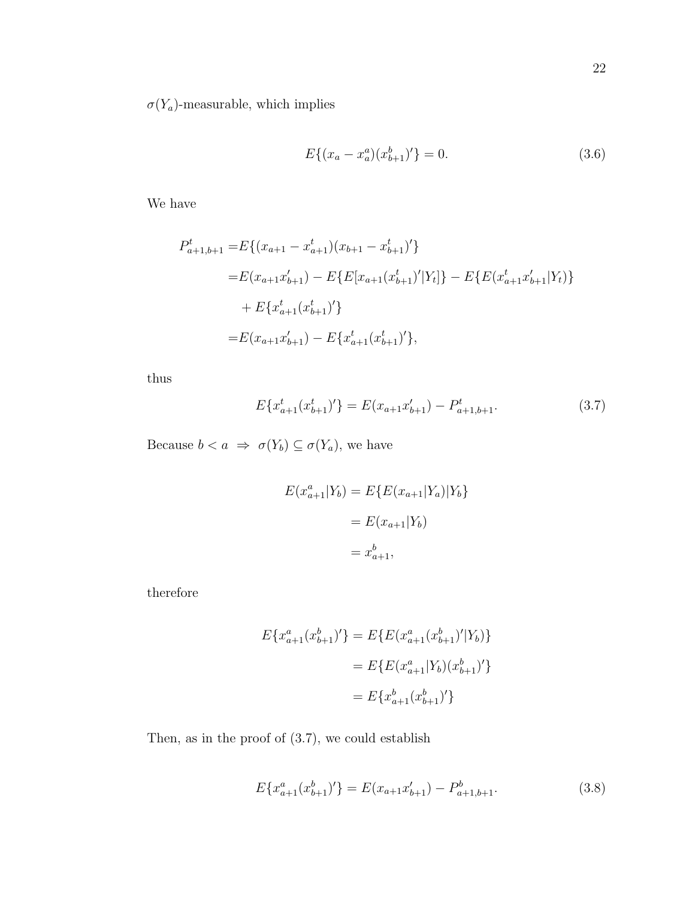$\sigma(Y_a)$-measurable, which implies

$$E\{(x_a - x_a^a)(x_{b+1}^b)'\} = 0. \tag{3.6}$$

We have

$$
\begin{aligned}
P_{a+1,b+1}^t =& E\{(x_{a+1} - x_{a+1}^t)(x_{b+1} - x_{b+1}^t)'\} \\
=& E(x_{a+1}x_{b+1}') - E\{E[x_{a+1}(x_{b+1}^t)'|Y_t]\} - E\{E(x_{a+1}^t x_{b+1}'|Y_t)\} \\
&+ E\{x_{a+1}^t(x_{b+1}^t)'\} \\
=& E(x_{a+1}x_{b+1}') - E\{x_{a+1}^t(x_{b+1}^t)'\},
\end{aligned}
$$

thus

$$E\{x_{a+1}^t(x_{b+1}^t)'\} = E(x_{a+1}x_{b+1}') - P_{a+1,b+1}^t. \tag{3.7}$$

Because $b < a \;\Rightarrow\; \sigma(Y_b) \subseteq \sigma(Y_a)$, we have

$$
\begin{aligned}
E(x_{a+1}^a|Y_b) &= E\{E(x_{a+1}|Y_a)|Y_b\} \\
&= E(x_{a+1}|Y_b) \\
&= x_{a+1}^b,
\end{aligned}
$$

therefore

$$
\begin{aligned}
E\{x_{a+1}^a(x_{b+1}^b)'\} &= E\{E(x_{a+1}^a(x_{b+1}^b)'|Y_b)\} \\
&= E\{E(x_{a+1}^a|Y_b)(x_{b+1}^b)'\} \\
&= E\{x_{a+1}^b(x_{b+1}^b)'\}
\end{aligned}
$$

Then, as in the proof of (3.7), we could establish

$$E\{x_{a+1}^a(x_{b+1}^b)'\} = E(x_{a+1}x_{b+1}') - P_{a+1,b+1}^b. \tag{3.8}$$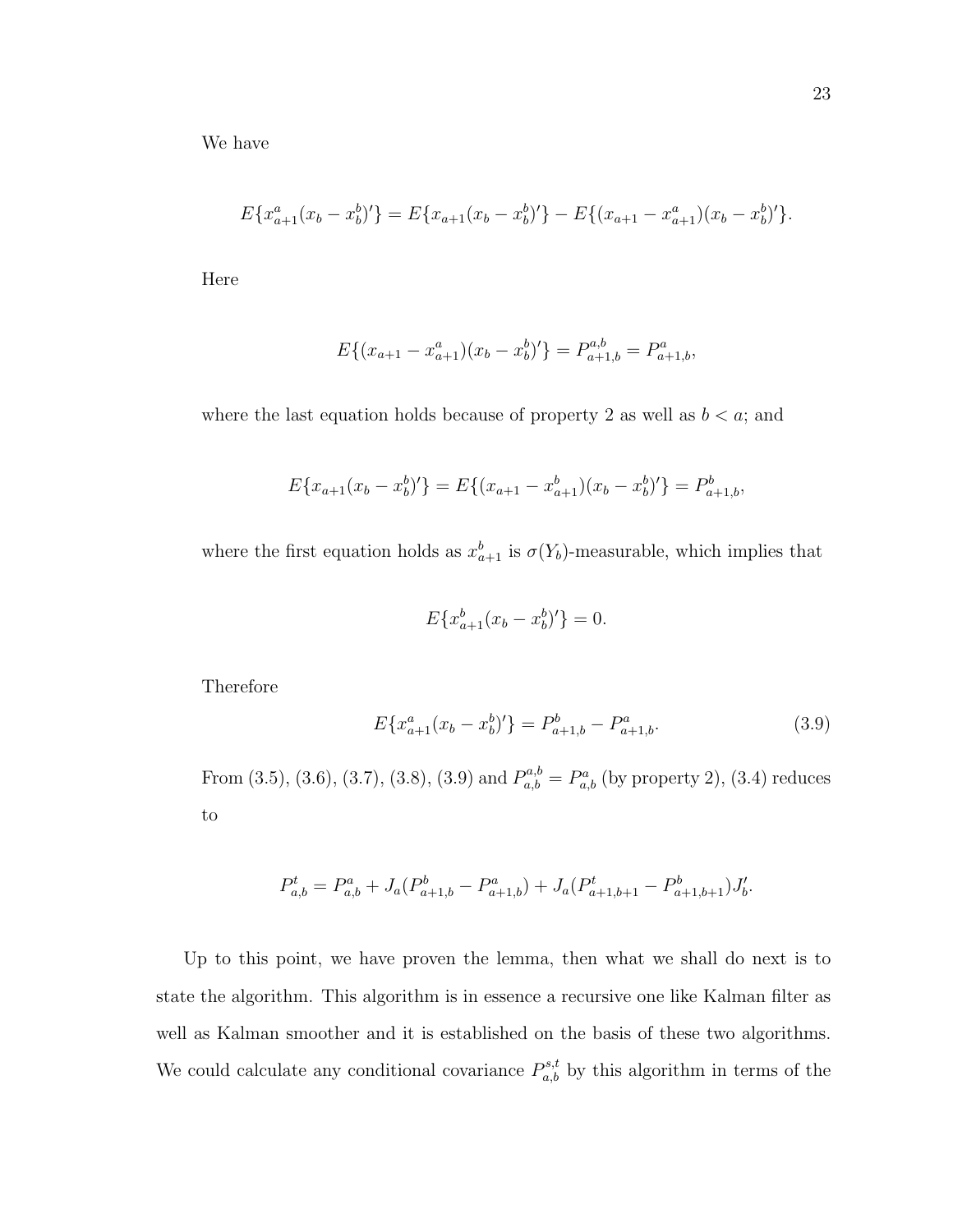We have

$$E\{x_{a+1}^a(x_b - x_b^b)'\} = E\{x_{a+1}(x_b - x_b^b)'\} - E\{(x_{a+1} - x_{a+1}^a)(x_b - x_b^b)'\}.$$

Here

$$E\{(x_{a+1} - x_{a+1}^a)(x_b - x_b^b)'\} = P_{a+1,b}^{a,b} = P_{a+1,b}^a,$$

where the last equation holds because of property 2 as well as $b < a$; and

$$E\{x_{a+1}(x_b - x_b^b)'\} = E\{(x_{a+1} - x_{a+1}^b)(x_b - x_b^b)'\} = P_{a+1,b}^b,$$

where the first equation holds as $x_{a+1}^b$ is $\sigma(Y_b)$-measurable, which implies that

$$E\{x_{a+1}^b(x_b - x_b^b)'\} = 0.$$

Therefore

$$E\{x_{a+1}^a(x_b - x_b^b)'\} = P_{a+1,b}^b - P_{a+1,b}^a. \tag{3.9}$$

From (3.5), (3.6), (3.7), (3.8), (3.9) and $P_{a,b}^{a,b} = P_{a,b}^a$ (by property 2), (3.4) reduces to

$$P_{a,b}^t = P_{a,b}^a + J_a(P_{a+1,b}^b - P_{a+1,b}^a) + J_a(P_{a+1,b+1}^t - P_{a+1,b+1}^b)J_b'.$$

Up to this point, we have proven the lemma, then what we shall do next is to state the algorithm. This algorithm is in essence a recursive one like Kalman filter as well as Kalman smoother and it is established on the basis of these two algorithms. We could calculate any conditional covariance $P_{a,b}^{s,t}$ by this algorithm in terms of the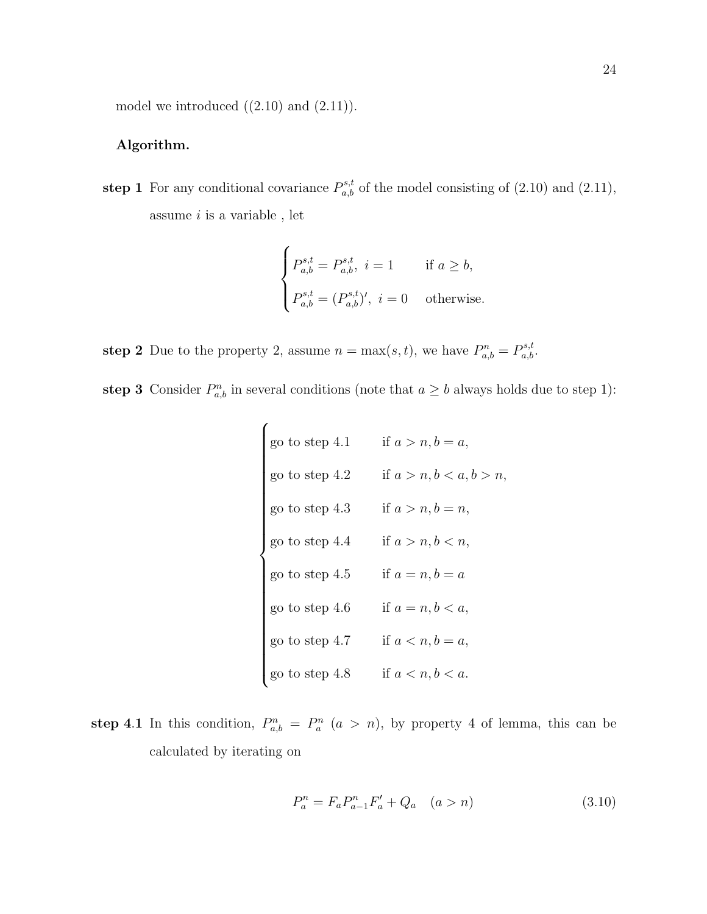model we introduced ((2.10) and (2.11)).

**Algorithm.**

**step 1** For any conditional covariance $P^{s,t}_{a,b}$ of the model consisting of (2.10) and (2.11), assume $i$ is a variable , let

$$\begin{cases} P^{s,t}_{a,b} = P^{s,t}_{a,b}, \ i = 1 & \text{if } a \geq b, \\ P^{s,t}_{a,b} = (P^{s,t}_{a,b})', \ i = 0 & \text{otherwise.} \end{cases}$$

**step 2** Due to the property 2, assume $n = \max(s,t)$, we have $P^{n}_{a,b} = P^{s,t}_{a,b}$.

**step 3** Consider $P^{n}_{a,b}$ in several conditions (note that $a \geq b$ always holds due to step 1):

$$\begin{cases} \text{go to step 4.1} & \text{if } a > n, b = a, \\ \text{go to step 4.2} & \text{if } a > n, b < a, b > n, \\ \text{go to step 4.3} & \text{if } a > n, b = n, \\ \text{go to step 4.4} & \text{if } a > n, b < n, \\ \text{go to step 4.5} & \text{if } a = n, b = a \\ \text{go to step 4.6} & \text{if } a = n, b < a, \\ \text{go to step 4.7} & \text{if } a < n, b = a, \\ \text{go to step 4.8} & \text{if } a < n, b < a. \end{cases}$$

**step 4.1** In this condition, $P^{n}_{a,b} = P^{n}_{a}$ $(a > n)$, by property 4 of lemma, this can be calculated by iterating on

$$P^{n}_{a} = F_a P^{n}_{a-1} F'_a + Q_a \quad (a > n) \tag{3.10}$$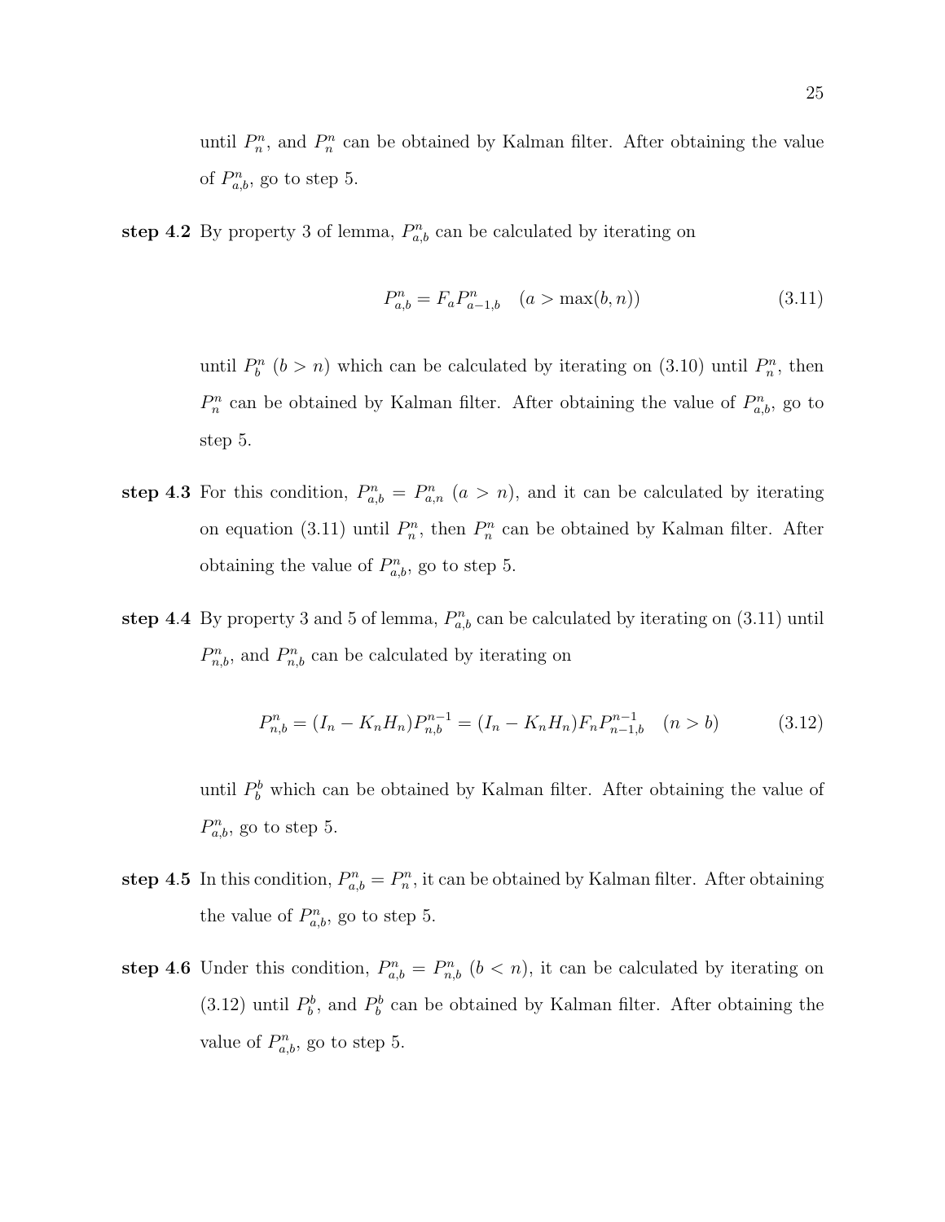until $P_n^n$, and $P_n^n$ can be obtained by Kalman filter. After obtaining the value of $P_{a,b}^n$, go to step 5.

**step 4.2** By property 3 of lemma, $P_{a,b}^n$ can be calculated by iterating on

$$P_{a,b}^n = F_a P_{a-1,b}^n \quad (a > \max(b, n)) \tag{3.11}$$

until $P_b^n$ $(b > n)$ which can be calculated by iterating on (3.10) until $P_n^n$, then $P_n^n$ can be obtained by Kalman filter. After obtaining the value of $P_{a,b}^n$, go to step 5.

**step 4.3** For this condition, $P_{a,b}^n = P_{a,n}^n$ $(a > n)$, and it can be calculated by iterating on equation (3.11) until $P_n^n$, then $P_n^n$ can be obtained by Kalman filter. After obtaining the value of $P_{a,b}^n$, go to step 5.

**step 4.4** By property 3 and 5 of lemma, $P_{a,b}^n$ can be calculated by iterating on (3.11) until $P_{n,b}^n$, and $P_{n,b}^n$ can be calculated by iterating on

$$P_{n,b}^n = (I_n - K_n H_n) P_{n,b}^{n-1} = (I_n - K_n H_n) F_n P_{n-1,b}^{n-1} \quad (n > b) \tag{3.12}$$

until $P_b^b$ which can be obtained by Kalman filter. After obtaining the value of $P_{a,b}^n$, go to step 5.

**step 4.5** In this condition, $P_{a,b}^n = P_n^n$, it can be obtained by Kalman filter. After obtaining the value of $P_{a,b}^n$, go to step 5.

**step 4.6** Under this condition, $P_{a,b}^n = P_{n,b}^n$ $(b < n)$, it can be calculated by iterating on (3.12) until $P_b^b$, and $P_b^b$ can be obtained by Kalman filter. After obtaining the value of $P_{a,b}^n$, go to step 5.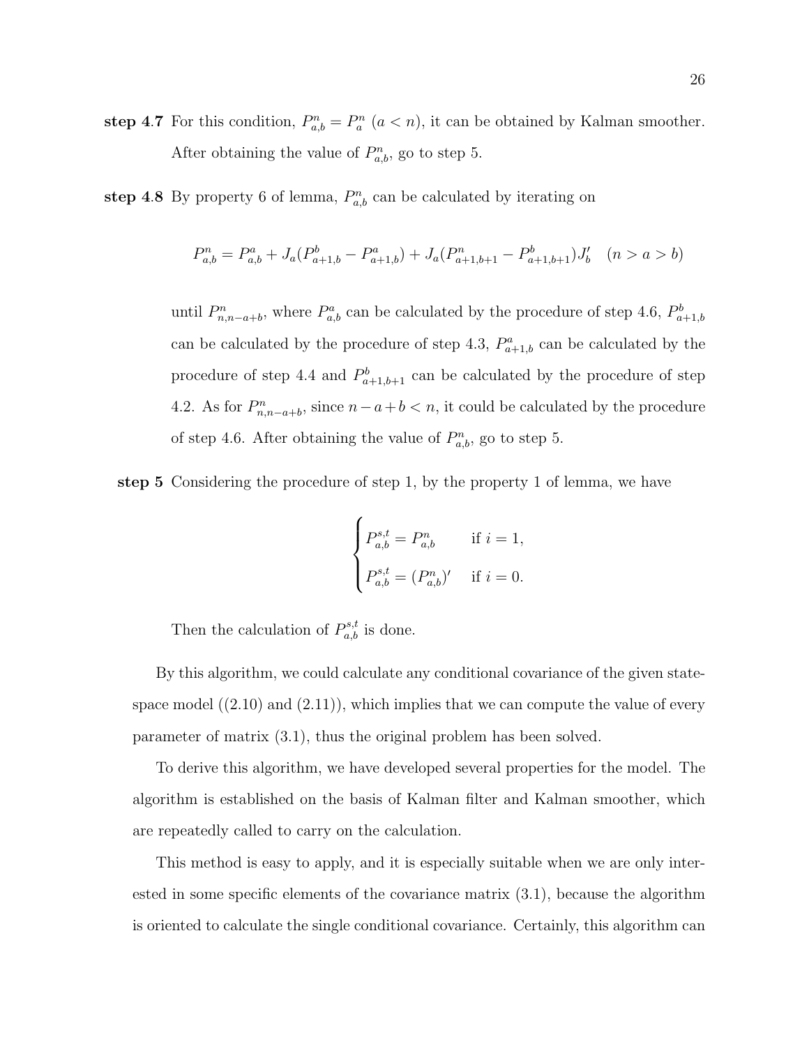**step 4.7** For this condition, $P^n_{a,b} = P^n_a$ $(a < n)$, it can be obtained by Kalman smoother. After obtaining the value of $P^n_{a,b}$, go to step 5.

**step 4.8** By property 6 of lemma, $P^n_{a,b}$ can be calculated by iterating on

$$P^n_{a,b} = P^a_{a,b} + J_a(P^b_{a+1,b} - P^a_{a+1,b}) + J_a(P^n_{a+1,b+1} - P^b_{a+1,b+1})J'_b \quad (n > a > b)$$

until $P^n_{n,n-a+b}$, where $P^a_{a,b}$ can be calculated by the procedure of step 4.6, $P^b_{a+1,b}$ can be calculated by the procedure of step 4.3, $P^a_{a+1,b}$ can be calculated by the procedure of step 4.4 and $P^b_{a+1,b+1}$ can be calculated by the procedure of step 4.2. As for $P^n_{n,n-a+b}$, since $n - a + b < n$, it could be calculated by the procedure of step 4.6. After obtaining the value of $P^n_{a,b}$, go to step 5.

**step 5** Considering the procedure of step 1, by the property 1 of lemma, we have

$$\begin{cases} P^{s,t}_{a,b} = P^n_{a,b} & \text{if } i = 1, \\ P^{s,t}_{a,b} = (P^n_{a,b})' & \text{if } i = 0. \end{cases}$$

Then the calculation of $P^{s,t}_{a,b}$ is done.

By this algorithm, we could calculate any conditional covariance of the given state-space model ((2.10) and (2.11)), which implies that we can compute the value of every parameter of matrix (3.1), thus the original problem has been solved.

To derive this algorithm, we have developed several properties for the model. The algorithm is established on the basis of Kalman filter and Kalman smoother, which are repeatedly called to carry on the calculation.

This method is easy to apply, and it is especially suitable when we are only interested in some specific elements of the covariance matrix (3.1), because the algorithm is oriented to calculate the single conditional covariance. Certainly, this algorithm can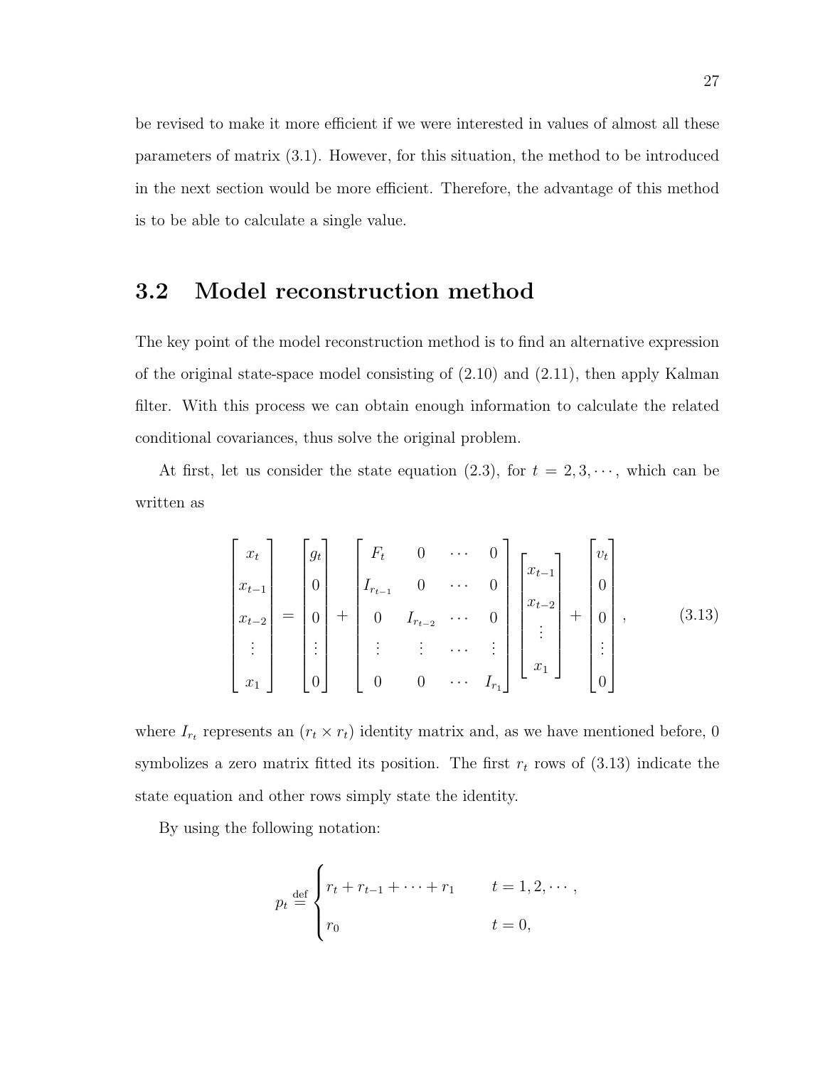be revised to make it more efficient if we were interested in values of almost all these parameters of matrix (3.1). However, for this situation, the method to be introduced in the next section would be more efficient. Therefore, the advantage of this method is to be able to calculate a single value.

## 3.2 Model reconstruction method

The key point of the model reconstruction method is to find an alternative expression of the original state-space model consisting of (2.10) and (2.11), then apply Kalman filter. With this process we can obtain enough information to calculate the related conditional covariances, thus solve the original problem.

At first, let us consider the state equation (2.3), for $t = 2, 3, \cdots$, which can be written as

$$
\begin{bmatrix} x_t \\ x_{t-1} \\ x_{t-2} \\ \vdots \\ x_1 \end{bmatrix} = \begin{bmatrix} g_t \\ 0 \\ 0 \\ \vdots \\ 0 \end{bmatrix} + \begin{bmatrix} F_t & 0 & \cdots & 0 \\ I_{r_{t-1}} & 0 & \cdots & 0 \\ 0 & I_{r_{t-2}} & \cdots & 0 \\ \vdots & \vdots & \cdots & \vdots \\ 0 & 0 & \cdots & I_{r_1} \end{bmatrix} \begin{bmatrix} x_{t-1} \\ x_{t-2} \\ \vdots \\ x_1 \end{bmatrix} + \begin{bmatrix} v_t \\ 0 \\ 0 \\ \vdots \\ 0 \end{bmatrix}, \tag{3.13}
$$

where $I_{r_t}$ represents an $(r_t \times r_t)$ identity matrix and, as we have mentioned before, 0 symbolizes a zero matrix fitted its position. The first $r_t$ rows of (3.13) indicate the state equation and other rows simply state the identity.

By using the following notation:

$$
p_t \stackrel{\text{def}}{=} \begin{cases} r_t + r_{t-1} + \cdots + r_1 & t = 1, 2, \cdots, \\ r_0 & t = 0, \end{cases}
$$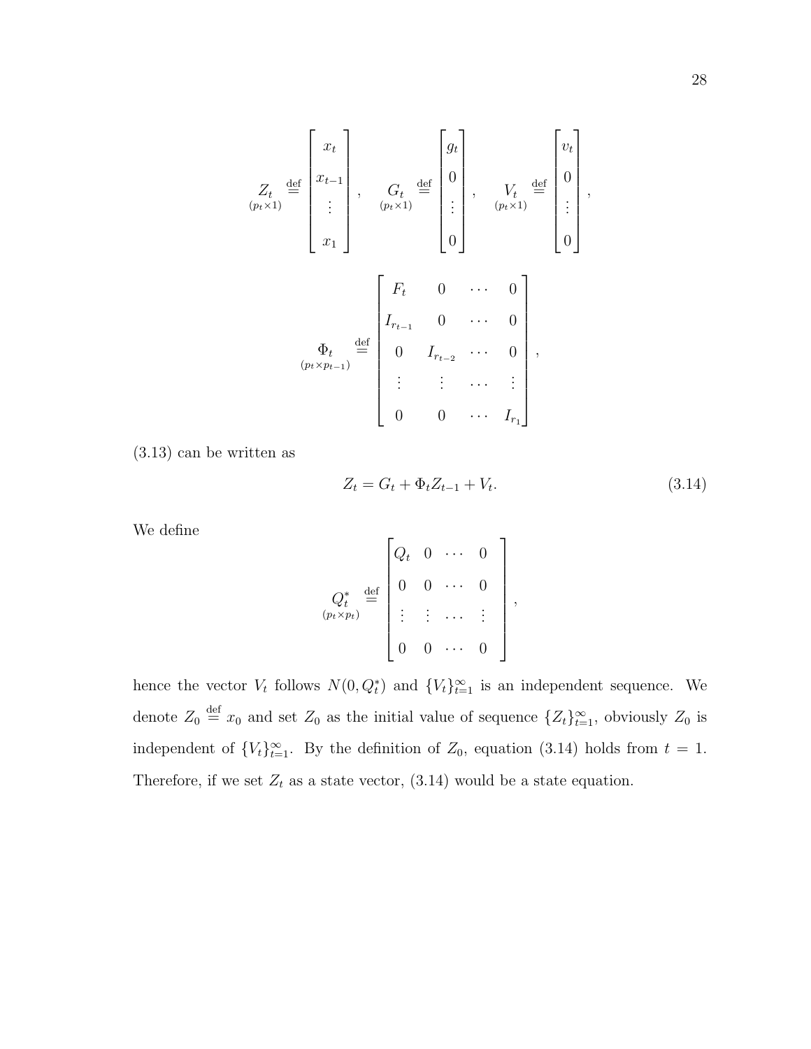$$
\underset{(p_t \times 1)}{Z_t} \stackrel{\text{def}}{=} \begin{bmatrix} x_t \\ x_{t-1} \\ \vdots \\ x_1 \end{bmatrix}, \quad \underset{(p_t \times 1)}{G_t} \stackrel{\text{def}}{=} \begin{bmatrix} g_t \\ 0 \\ \vdots \\ 0 \end{bmatrix}, \quad \underset{(p_t \times 1)}{V_t} \stackrel{\text{def}}{=} \begin{bmatrix} v_t \\ 0 \\ \vdots \\ 0 \end{bmatrix},
$$

$$
\underset{(p_t \times p_{t-1})}{\Phi_t} \stackrel{\text{def}}{=} \begin{bmatrix} F_t & 0 & \cdots & 0 \\ I_{r_{t-1}} & 0 & \cdots & 0 \\ 0 & I_{r_{t-2}} & \cdots & 0 \\ \vdots & \vdots & \cdots & \vdots \\ 0 & 0 & \cdots & I_{r_1} \end{bmatrix},
$$

(3.13) can be written as

$$
Z_t = G_t + \Phi_t Z_{t-1} + V_t. \tag{3.14}
$$

We define

$$
\underset{(p_t \times p_t)}{Q_t^*} \stackrel{\text{def}}{=} \begin{bmatrix} Q_t & 0 & \cdots & 0 \\ 0 & 0 & \cdots & 0 \\ \vdots & \vdots & \cdots & \vdots \\ 0 & 0 & \cdots & 0 \end{bmatrix},
$$

hence the vector $V_t$ follows $N(0, Q_t^*)$ and $\{V_t\}_{t=1}^{\infty}$ is an independent sequence. We denote $Z_0 \stackrel{\text{def}}{=} x_0$ and set $Z_0$ as the initial value of sequence $\{Z_t\}_{t=1}^{\infty}$, obviously $Z_0$ is independent of $\{V_t\}_{t=1}^{\infty}$. By the definition of $Z_0$, equation (3.14) holds from $t = 1$. Therefore, if we set $Z_t$ as a state vector, (3.14) would be a state equation.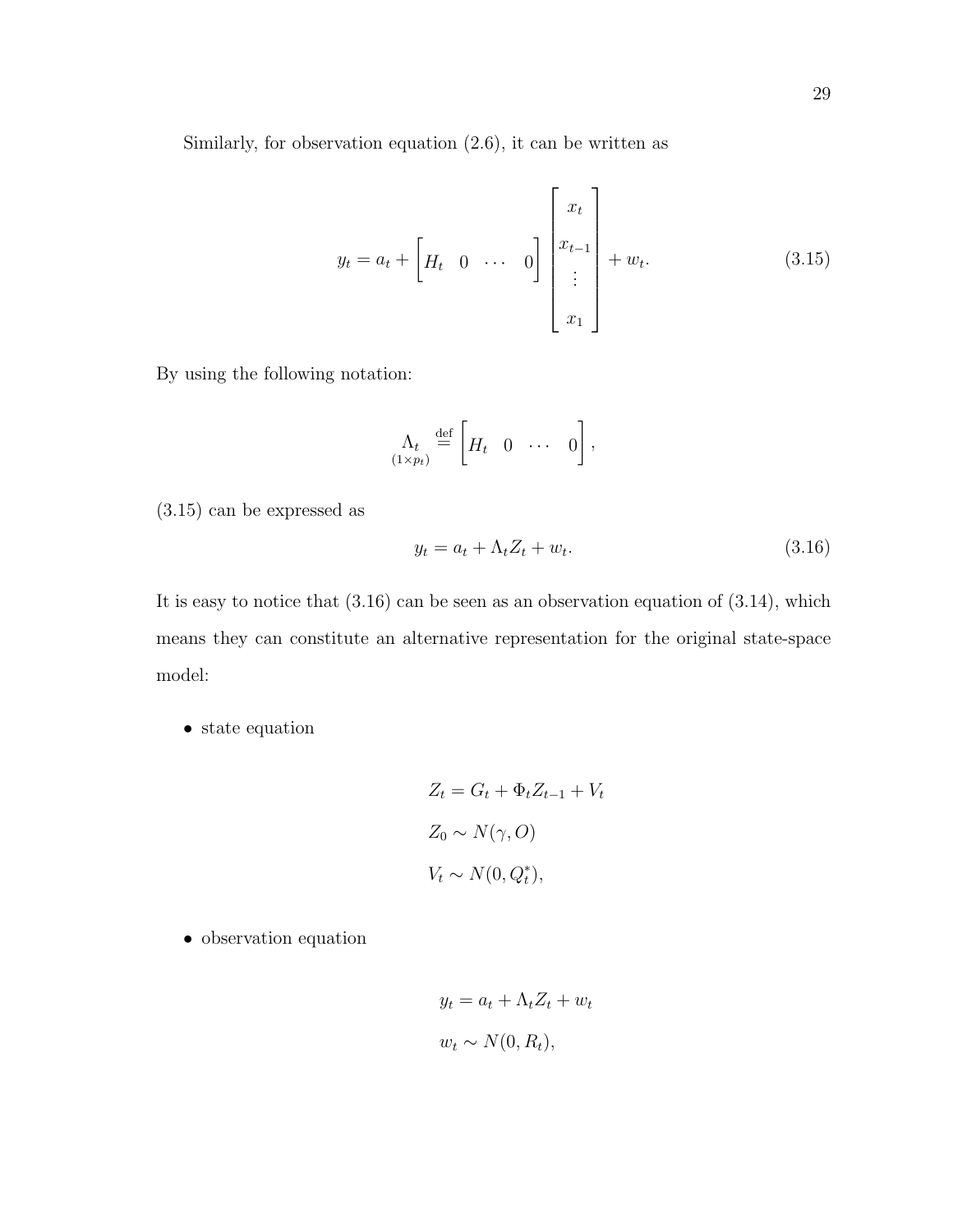Similarly, for observation equation (2.6), it can be written as

$$y_t = a_t + \begin{bmatrix} H_t & 0 & \cdots & 0 \end{bmatrix} \begin{bmatrix} x_t \\ x_{t-1} \\ \vdots \\ x_1 \end{bmatrix} + w_t. \tag{3.15}$$

By using the following notation:

$$\underset{(1 \times p_t)}{\Lambda_t} \stackrel{\text{def}}{=} \begin{bmatrix} H_t & 0 & \cdots & 0 \end{bmatrix},$$

(3.15) can be expressed as

$$y_t = a_t + \Lambda_t Z_t + w_t. \tag{3.16}$$

It is easy to notice that (3.16) can be seen as an observation equation of (3.14), which means they can constitute an alternative representation for the original state-space model:

- state equation

$$Z_t = G_t + \Phi_t Z_{t-1} + V_t$$

$$Z_0 \sim N(\gamma, O)$$

$$V_t \sim N(0, Q_t^*),$$

- observation equation

$$y_t = a_t + \Lambda_t Z_t + w_t$$

$$w_t \sim N(0, R_t),$$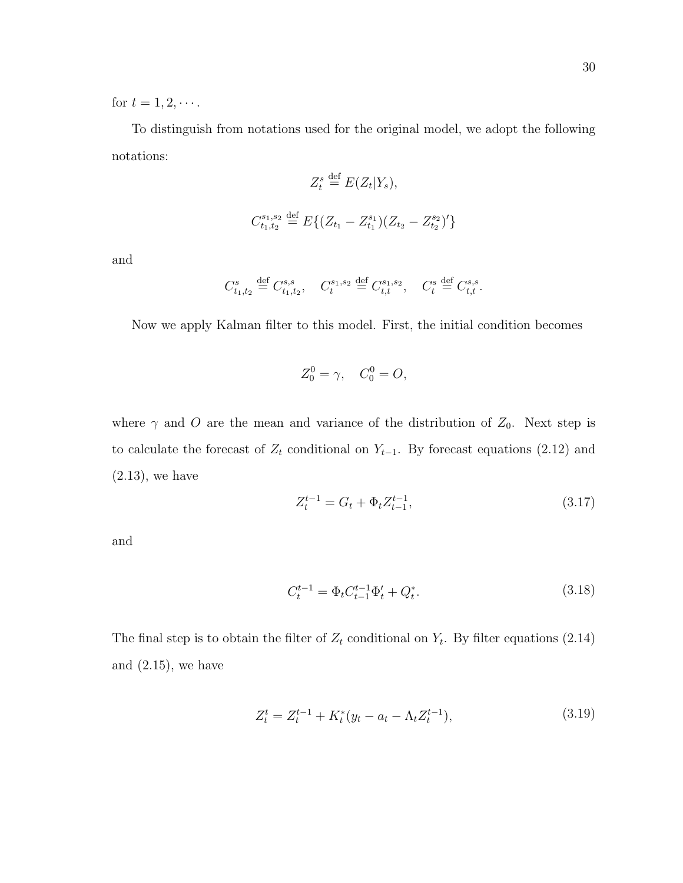for $t = 1, 2, \cdots$.

To distinguish from notations used for the original model, we adopt the following notations:

$$Z_t^s \stackrel{\text{def}}{=} E(Z_t | Y_s),$$

$$C_{t_1,t_2}^{s_1,s_2} \stackrel{\text{def}}{=} E\{(Z_{t_1} - Z_{t_1}^{s_1})(Z_{t_2} - Z_{t_2}^{s_2})'\}$$

and

$$C_{t_1,t_2}^{s} \stackrel{\text{def}}{=} C_{t_1,t_2}^{s,s}, \quad C_t^{s_1,s_2} \stackrel{\text{def}}{=} C_{t,t}^{s_1,s_2}, \quad C_t^s \stackrel{\text{def}}{=} C_{t,t}^{s,s}.$$

Now we apply Kalman filter to this model. First, the initial condition becomes

$$Z_0^0 = \gamma, \quad C_0^0 = O,$$

where $\gamma$ and $O$ are the mean and variance of the distribution of $Z_0$. Next step is to calculate the forecast of $Z_t$ conditional on $Y_{t-1}$. By forecast equations (2.12) and (2.13), we have

$$Z_t^{t-1} = G_t + \Phi_t Z_{t-1}^{t-1}, \tag{3.17}$$

and

$$C_t^{t-1} = \Phi_t C_{t-1}^{t-1} \Phi_t' + Q_t^*. \tag{3.18}$$

The final step is to obtain the filter of $Z_t$ conditional on $Y_t$. By filter equations (2.14) and (2.15), we have

$$Z_t^t = Z_t^{t-1} + K_t^*(y_t - a_t - \Lambda_t Z_t^{t-1}), \tag{3.19}$$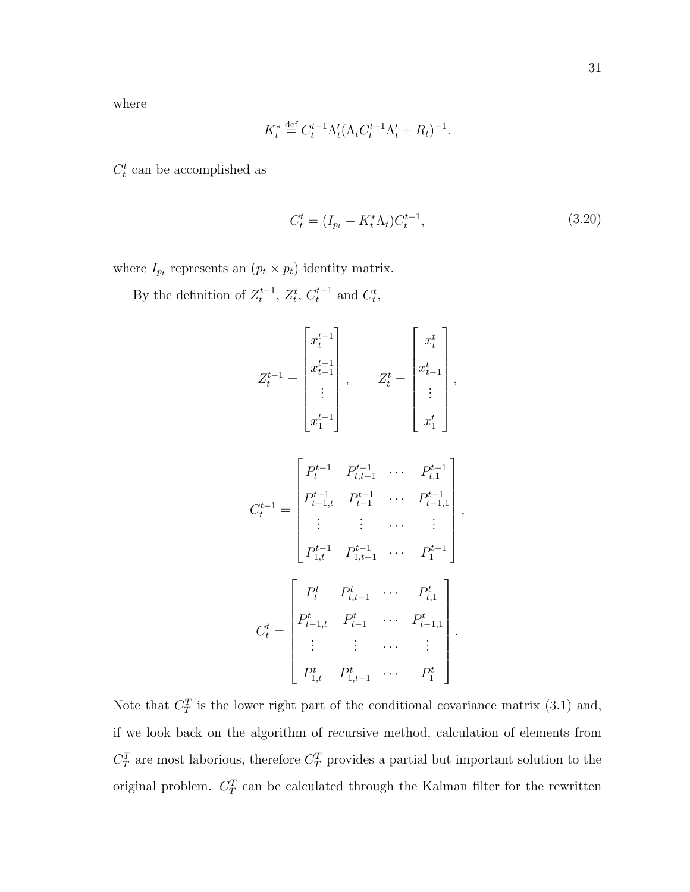where

$$K_t^* \stackrel{\text{def}}{=} C_t^{t-1}\Lambda_t'(\Lambda_t C_t^{t-1}\Lambda_t' + R_t)^{-1}.$$

$C_t^t$ can be accomplished as

$$C_t^t = (I_{p_t} - K_t^*\Lambda_t)C_t^{t-1}, \tag{3.20}$$

where $I_{p_t}$ represents an $(p_t \times p_t)$ identity matrix.

By the definition of $Z_t^{t-1}$, $Z_t^t$, $C_t^{t-1}$ and $C_t^t$,

$$Z_t^{t-1} = \begin{bmatrix} x_t^{t-1} \\ x_{t-1}^{t-1} \\ \vdots \\ x_1^{t-1} \end{bmatrix}, \qquad Z_t^t = \begin{bmatrix} x_t^t \\ x_{t-1}^t \\ \vdots \\ x_1^t \end{bmatrix},$$

$$C_t^{t-1} = \begin{bmatrix} P_t^{t-1} & P_{t,t-1}^{t-1} & \cdots & P_{t,1}^{t-1} \\ P_{t-1,t}^{t-1} & P_{t-1}^{t-1} & \cdots & P_{t-1,1}^{t-1} \\ \vdots & \vdots & \cdots & \vdots \\ P_{1,t}^{t-1} & P_{1,t-1}^{t-1} & \cdots & P_1^{t-1} \end{bmatrix},$$

$$C_t^t = \begin{bmatrix} P_t^t & P_{t,t-1}^t & \cdots & P_{t,1}^t \\ P_{t-1,t}^t & P_{t-1}^t & \cdots & P_{t-1,1}^t \\ \vdots & \vdots & \cdots & \vdots \\ P_{1,t}^t & P_{1,t-1}^t & \cdots & P_1^t \end{bmatrix}.$$

Note that $C_T^T$ is the lower right part of the conditional covariance matrix (3.1) and, if we look back on the algorithm of recursive method, calculation of elements from $C_T^T$ are most laborious, therefore $C_T^T$ provides a partial but important solution to the original problem. $C_T^T$ can be calculated through the Kalman filter for the rewritten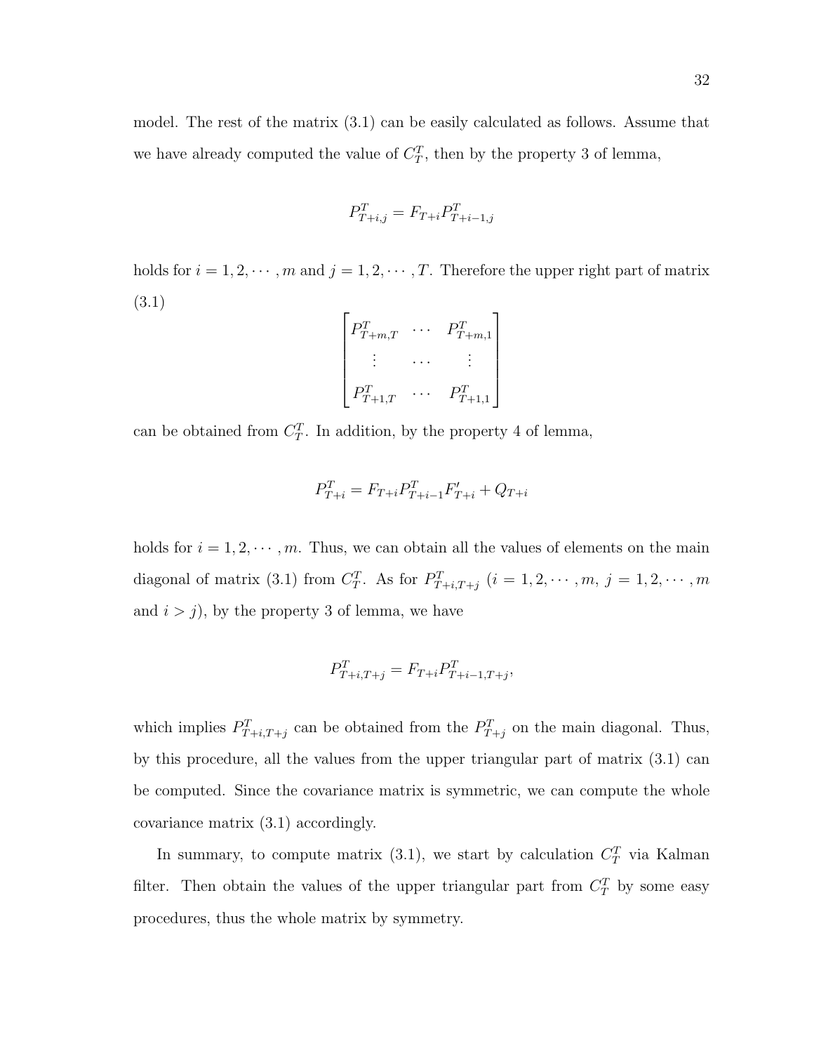model. The rest of the matrix (3.1) can be easily calculated as follows. Assume that we have already computed the value of $C_T^T$, then by the property 3 of lemma,

$$P_{T+i,j}^T = F_{T+i} P_{T+i-1,j}^T$$

holds for $i = 1, 2, \cdots, m$ and $j = 1, 2, \cdots, T$. Therefore the upper right part of matrix (3.1)

$$\begin{bmatrix} P_{T+m,T}^T & \cdots & P_{T+m,1}^T \\ \vdots & \cdots & \vdots \\ P_{T+1,T}^T & \cdots & P_{T+1,1}^T \end{bmatrix}$$

can be obtained from $C_T^T$. In addition, by the property 4 of lemma,

$$P_{T+i}^T = F_{T+i} P_{T+i-1}^T F_{T+i}' + Q_{T+i}$$

holds for $i = 1, 2, \cdots, m$. Thus, we can obtain all the values of elements on the main diagonal of matrix (3.1) from $C_T^T$. As for $P_{T+i,T+j}^T$ ($i = 1, 2, \cdots, m$, $j = 1, 2, \cdots, m$ and $i > j$), by the property 3 of lemma, we have

$$P_{T+i,T+j}^T = F_{T+i} P_{T+i-1,T+j}^T,$$

which implies $P_{T+i,T+j}^T$ can be obtained from the $P_{T+j}^T$ on the main diagonal. Thus, by this procedure, all the values from the upper triangular part of matrix (3.1) can be computed. Since the covariance matrix is symmetric, we can compute the whole covariance matrix (3.1) accordingly.

In summary, to compute matrix (3.1), we start by calculation $C_T^T$ via Kalman filter. Then obtain the values of the upper triangular part from $C_T^T$ by some easy procedures, thus the whole matrix by symmetry.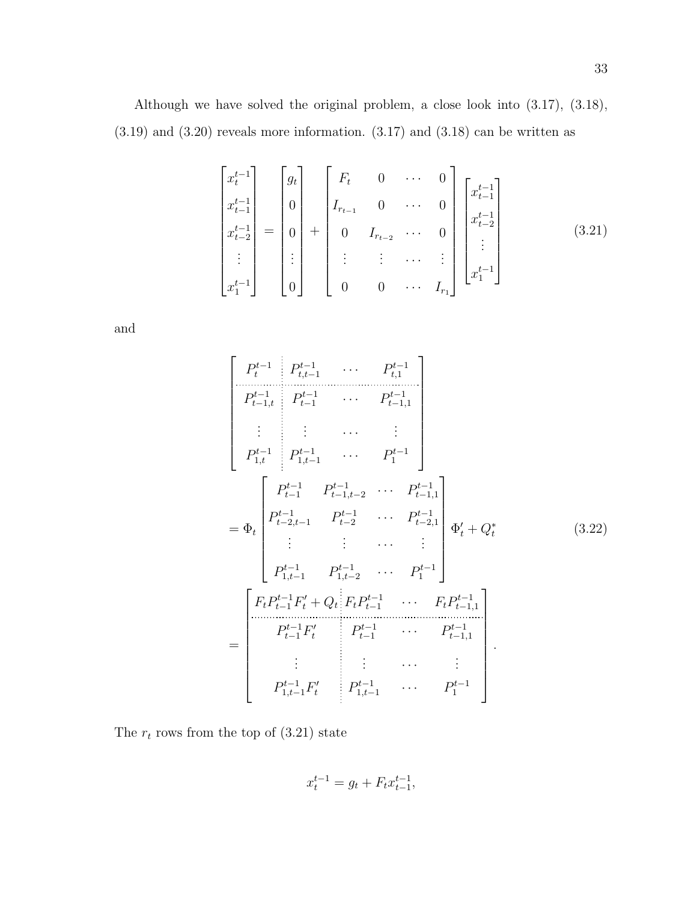Although we have solved the original problem, a close look into (3.17), (3.18), (3.19) and (3.20) reveals more information. (3.17) and (3.18) can be written as

$$
\begin{bmatrix} x_t^{t-1} \\ x_{t-1}^{t-1} \\ x_{t-2}^{t-1} \\ \vdots \\ x_1^{t-1} \end{bmatrix} = \begin{bmatrix} g_t \\ 0 \\ 0 \\ \vdots \\ 0 \end{bmatrix} + \begin{bmatrix} F_t & 0 & \cdots & 0 \\ I_{r_{t-1}} & 0 & \cdots & 0 \\ 0 & I_{r_{t-2}} & \cdots & 0 \\ \vdots & \vdots & \cdots & \vdots \\ 0 & 0 & \cdots & I_{r_1} \end{bmatrix} \begin{bmatrix} x_{t-1}^{t-1} \\ x_{t-2}^{t-1} \\ \vdots \\ x_1^{t-1} \end{bmatrix} \tag{3.21}
$$

and

$$
\begin{aligned}
&\left[\begin{array}{c:ccc} P_t^{t-1} & P_{t,t-1}^{t-1} & \cdots & P_{t,1}^{t-1} \\ \hdashline P_{t-1,t}^{t-1} & P_{t-1}^{t-1} & \cdots & P_{t-1,1}^{t-1} \\ \vdots & \vdots & \cdots & \vdots \\ P_{1,t}^{t-1} & P_{1,t-1}^{t-1} & \cdots & P_1^{t-1} \end{array}\right] \\
&= \Phi_t \begin{bmatrix} P_{t-1}^{t-1} & P_{t-1,t-2}^{t-1} & \cdots & P_{t-1,1}^{t-1} \\ P_{t-2,t-1}^{t-1} & P_{t-2}^{t-1} & \cdots & P_{t-2,1}^{t-1} \\ \vdots & \vdots & \cdots & \vdots \\ P_{1,t-1}^{t-1} & P_{1,t-2}^{t-1} & \cdots & P_1^{t-1} \end{bmatrix} \Phi_t' + Q_t^* \qquad\qquad (3.22) \\
&= \left[\begin{array}{c:ccc} F_t P_{t-1}^{t-1} F_t' + Q_t & F_t P_{t-1}^{t-1} & \cdots & F_t P_{t-1,1}^{t-1} \\ \hdashline P_{t-1}^{t-1} F_t' & P_{t-1}^{t-1} & \cdots & P_{t-1,1}^{t-1} \\ \vdots & \vdots & \cdots & \vdots \\ P_{1,t-1}^{t-1} F_t' & P_{1,t-1}^{t-1} & \cdots & P_1^{t-1} \end{array}\right].
\end{aligned}
$$

The $r_t$ rows from the top of (3.21) state

$$
x_t^{t-1} = g_t + F_t x_{t-1}^{t-1},
$$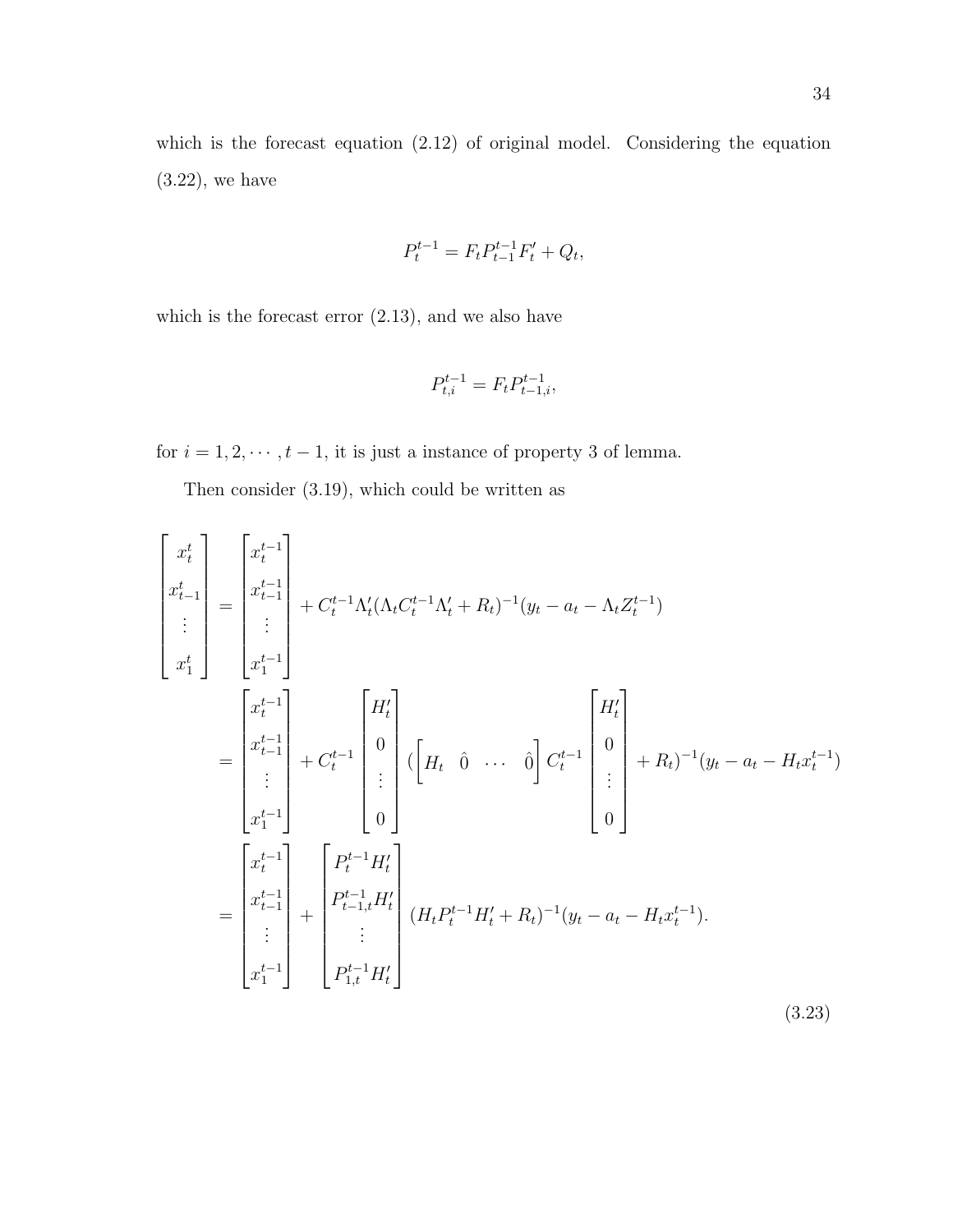which is the forecast equation (2.12) of original model. Considering the equation (3.22), we have

$$P_t^{t-1} = F_t P_{t-1}^{t-1} F_t' + Q_t,$$

which is the forecast error (2.13), and we also have

$$P_{t,i}^{t-1} = F_t P_{t-1,i}^{t-1},$$

for $i = 1, 2, \cdots, t-1$, it is just a instance of property 3 of lemma.

Then consider (3.19), which could be written as

$$
\begin{aligned}
\begin{bmatrix} x_t^t \\ x_{t-1}^t \\ \vdots \\ x_1^t \end{bmatrix}
&= \begin{bmatrix} x_t^{t-1} \\ x_{t-1}^{t-1} \\ \vdots \\ x_1^{t-1} \end{bmatrix}
+ C_t^{t-1} \Lambda_t' (\Lambda_t C_t^{t-1} \Lambda_t' + R_t)^{-1} (y_t - a_t - \Lambda_t Z_t^{t-1}) \\
&= \begin{bmatrix} x_t^{t-1} \\ x_{t-1}^{t-1} \\ \vdots \\ x_1^{t-1} \end{bmatrix}
+ C_t^{t-1} \begin{bmatrix} H_t' \\ 0 \\ \vdots \\ 0 \end{bmatrix}
\left( \begin{bmatrix} H_t & \hat{0} & \cdots & \hat{0} \end{bmatrix} C_t^{t-1} \begin{bmatrix} H_t' \\ 0 \\ \vdots \\ 0 \end{bmatrix} + R_t \right)^{-1} (y_t - a_t - H_t x_t^{t-1}) \\
&= \begin{bmatrix} x_t^{t-1} \\ x_{t-1}^{t-1} \\ \vdots \\ x_1^{t-1} \end{bmatrix}
+ \begin{bmatrix} P_t^{t-1} H_t' \\ P_{t-1,t}^{t-1} H_t' \\ \vdots \\ P_{1,t}^{t-1} H_t' \end{bmatrix}
(H_t P_t^{t-1} H_t' + R_t)^{-1} (y_t - a_t - H_t x_t^{t-1}).
\end{aligned}
\tag{3.23}
$$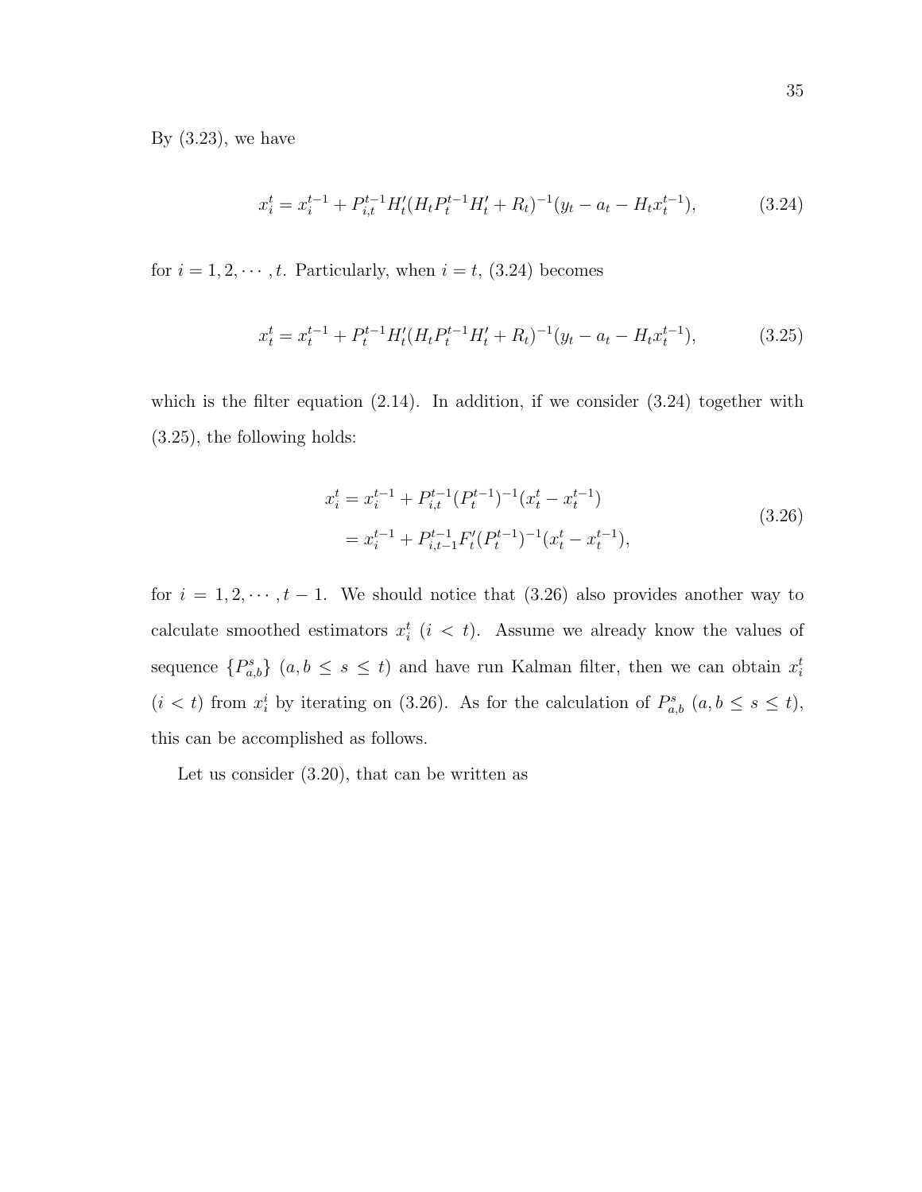By (3.23), we have

$$x_i^t = x_i^{t-1} + P_{i,t}^{t-1} H_t' (H_t P_t^{t-1} H_t' + R_t)^{-1} (y_t - a_t - H_t x_t^{t-1}), \tag{3.24}$$

for $i = 1, 2, \cdots, t$. Particularly, when $i = t$, (3.24) becomes

$$x_t^t = x_t^{t-1} + P_t^{t-1} H_t' (H_t P_t^{t-1} H_t' + R_t)^{-1} (y_t - a_t - H_t x_t^{t-1}), \tag{3.25}$$

which is the filter equation (2.14). In addition, if we consider (3.24) together with (3.25), the following holds:

$$\begin{aligned} x_i^t &= x_i^{t-1} + P_{i,t}^{t-1} (P_t^{t-1})^{-1} (x_t^t - x_t^{t-1}) \\ &= x_i^{t-1} + P_{i,t-1}^{t-1} F_t' (P_t^{t-1})^{-1} (x_t^t - x_t^{t-1}), \end{aligned} \tag{3.26}$$

for $i = 1, 2, \cdots, t-1$. We should notice that (3.26) also provides another way to calculate smoothed estimators $x_i^t$ ($i < t$). Assume we already know the values of sequence $\{P_{a,b}^s\}$ ($a, b \leq s \leq t$) and have run Kalman filter, then we can obtain $x_i^t$ ($i < t$) from $x_i^i$ by iterating on (3.26). As for the calculation of $P_{a,b}^s$ ($a, b \leq s \leq t$), this can be accomplished as follows.

Let us consider (3.20), that can be written as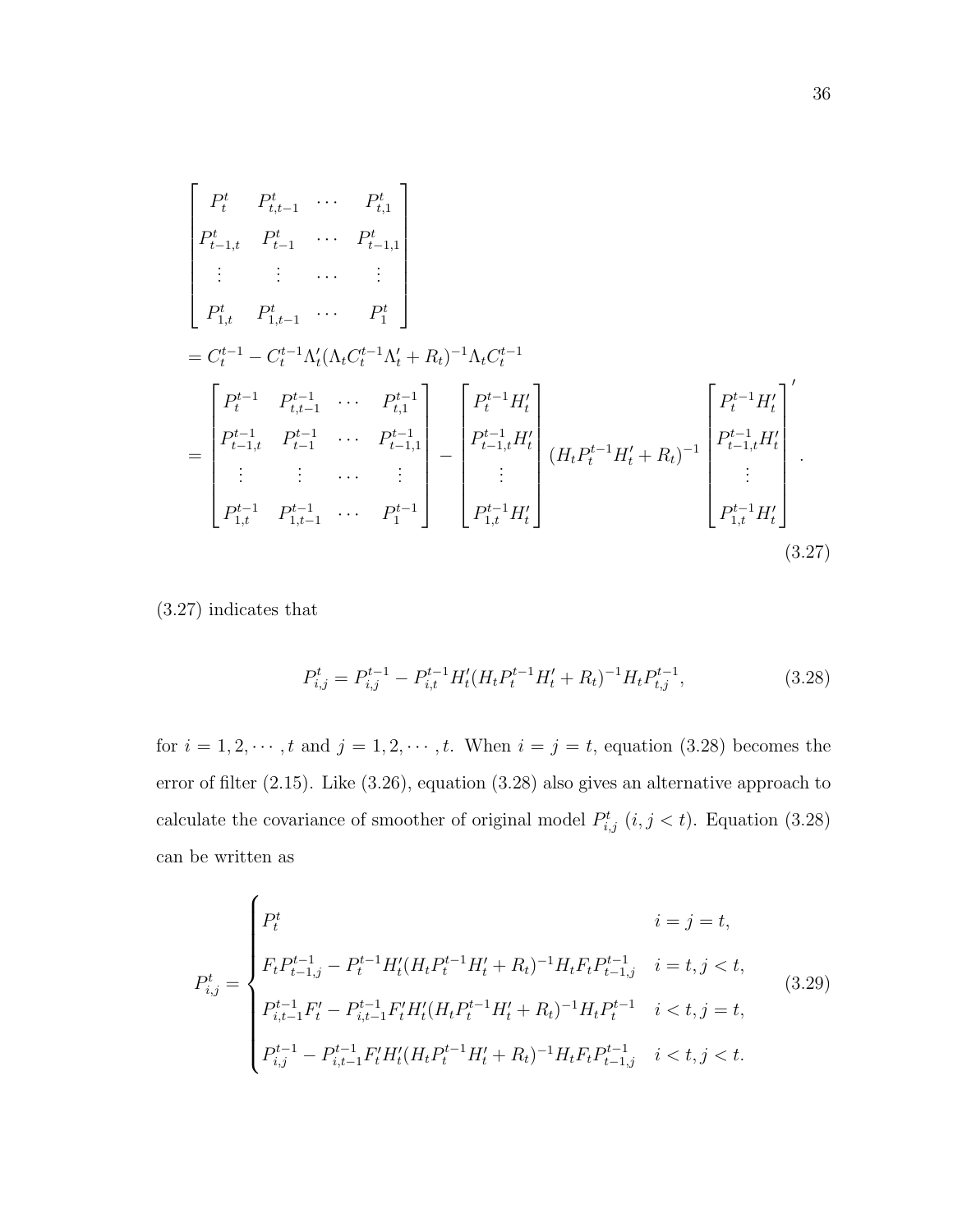$$
\begin{bmatrix}
P_t^t & P_{t,t-1}^t & \cdots & P_{t,1}^t \\
P_{t-1,t}^t & P_{t-1}^t & \cdots & P_{t-1,1}^t \\
\vdots & \vdots & \cdots & \vdots \\
P_{1,t}^t & P_{1,t-1}^t & \cdots & P_1^t
\end{bmatrix}
$$

$$
= C_t^{t-1} - C_t^{t-1}\Lambda_t'(\Lambda_t C_t^{t-1}\Lambda_t' + R_t)^{-1}\Lambda_t C_t^{t-1}
$$

$$
= \begin{bmatrix}
P_t^{t-1} & P_{t,t-1}^{t-1} & \cdots & P_{t,1}^{t-1} \\
P_{t-1,t}^{t-1} & P_{t-1}^{t-1} & \cdots & P_{t-1,1}^{t-1} \\
\vdots & \vdots & \cdots & \vdots \\
P_{1,t}^{t-1} & P_{1,t-1}^{t-1} & \cdots & P_1^{t-1}
\end{bmatrix}
-
\begin{bmatrix}
P_t^{t-1}H_t' \\
P_{t-1,t}^{t-1}H_t' \\
\vdots \\
P_{1,t}^{t-1}H_t'
\end{bmatrix}
(H_t P_t^{t-1} H_t' + R_t)^{-1}
\begin{bmatrix}
P_t^{t-1}H_t' \\
P_{t-1,t}^{t-1}H_t' \\
\vdots \\
P_{1,t}^{t-1}H_t'
\end{bmatrix}'.
\tag{3.27}
$$

(3.27) indicates that

$$
P_{i,j}^t = P_{i,j}^{t-1} - P_{i,t}^{t-1}H_t'(H_t P_t^{t-1} H_t' + R_t)^{-1} H_t P_{t,j}^{t-1}, \tag{3.28}
$$

for $i = 1, 2, \cdots, t$ and $j = 1, 2, \cdots, t$. When $i = j = t$, equation (3.28) becomes the error of filter (2.15). Like (3.26), equation (3.28) also gives an alternative approach to calculate the covariance of smoother of original model $P_{i,j}^t$ $(i, j < t)$. Equation (3.28) can be written as

$$
P_{i,j}^t = \begin{cases}
P_t^t & i = j = t, \\
F_t P_{t-1,j}^{t-1} - P_t^{t-1}H_t'(H_t P_t^{t-1} H_t' + R_t)^{-1} H_t F_t P_{t-1,j}^{t-1} & i = t, j < t, \\
P_{i,t-1}^{t-1}F_t' - P_{i,t-1}^{t-1}F_t' H_t'(H_t P_t^{t-1} H_t' + R_t)^{-1} H_t P_t^{t-1} & i < t, j = t, \\
P_{i,j}^{t-1} - P_{i,t-1}^{t-1}F_t' H_t'(H_t P_t^{t-1} H_t' + R_t)^{-1} H_t F_t P_{t-1,j}^{t-1} & i < t, j < t.
\end{cases}
\tag{3.29}
$$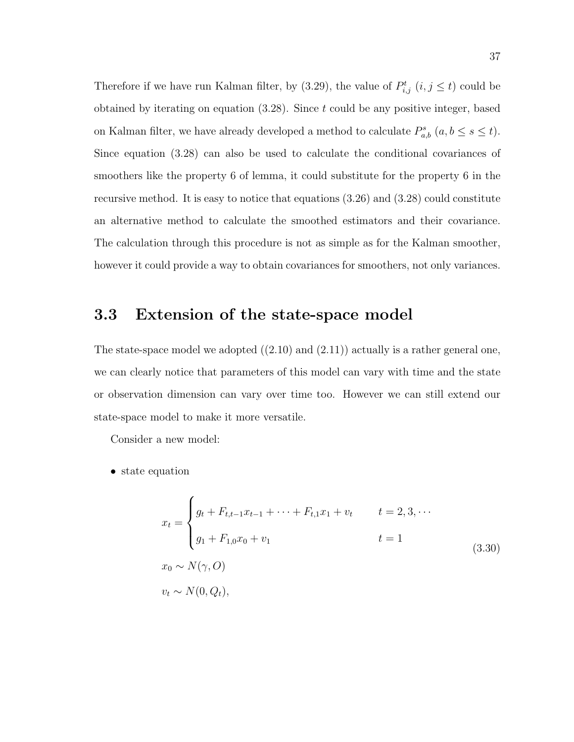Therefore if we have run Kalman filter, by (3.29), the value of $P^t_{i,j}$ $(i, j \leq t)$ could be obtained by iterating on equation (3.28). Since $t$ could be any positive integer, based on Kalman filter, we have already developed a method to calculate $P^s_{a,b}$ $(a, b \leq s \leq t)$. Since equation (3.28) can also be used to calculate the conditional covariances of smoothers like the property 6 of lemma, it could substitute for the property 6 in the recursive method. It is easy to notice that equations (3.26) and (3.28) could constitute an alternative method to calculate the smoothed estimators and their covariance. The calculation through this procedure is not as simple as for the Kalman smoother, however it could provide a way to obtain covariances for smoothers, not only variances.

## 3.3 Extension of the state-space model

The state-space model we adopted ((2.10) and (2.11)) actually is a rather general one, we can clearly notice that parameters of this model can vary with time and the state or observation dimension can vary over time too. However we can still extend our state-space model to make it more versatile.

Consider a new model:

- state equation

$$
\begin{aligned}
x_t &= \begin{cases} g_t + F_{t,t-1}x_{t-1} + \cdots + F_{t,1}x_1 + v_t & t = 2, 3, \cdots \\ g_1 + F_{1,0}x_0 + v_1 & t = 1 \end{cases} \\
x_0 &\sim N(\gamma, O) \\
v_t &\sim N(0, Q_t),
\end{aligned}
\tag{3.30}
$$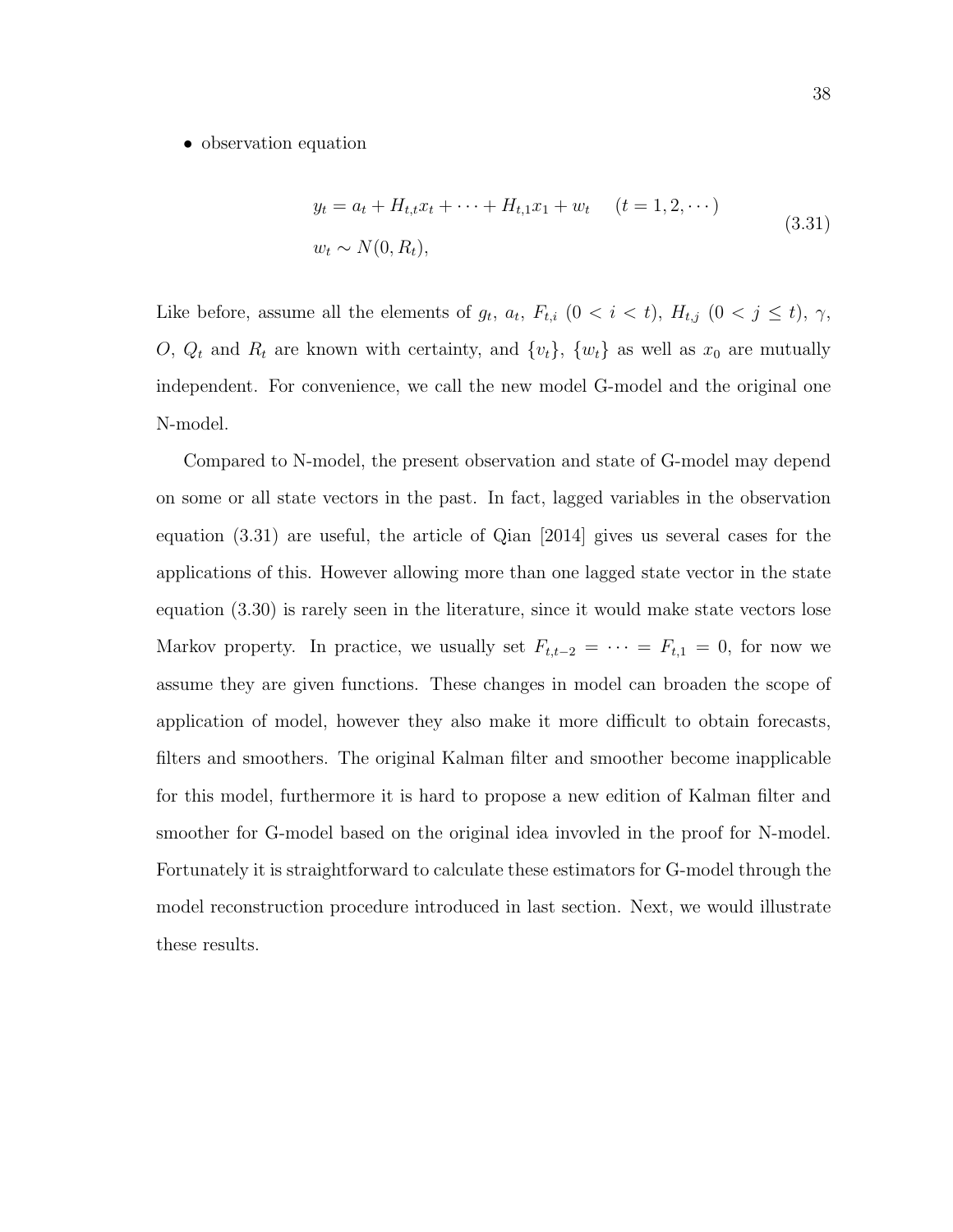- observation equation

$$
\begin{aligned}
& y_t = a_t + H_{t,t}x_t + \cdots + H_{t,1}x_1 + w_t \quad (t = 1, 2, \cdots) \\
& w_t \sim N(0, R_t),
\end{aligned}
\tag{3.31}
$$

Like before, assume all the elements of $g_t$, $a_t$, $F_{t,i}$ $(0 < i < t)$, $H_{t,j}$ $(0 < j \leq t)$, $\gamma$, $O$, $Q_t$ and $R_t$ are known with certainty, and $\{v_t\}$, $\{w_t\}$ as well as $x_0$ are mutually independent. For convenience, we call the new model G-model and the original one N-model.

Compared to N-model, the present observation and state of G-model may depend on some or all state vectors in the past. In fact, lagged variables in the observation equation (3.31) are useful, the article of Qian [2014] gives us several cases for the applications of this. However allowing more than one lagged state vector in the state equation (3.30) is rarely seen in the literature, since it would make state vectors lose Markov property. In practice, we usually set $F_{t,t-2} = \cdots = F_{t,1} = 0$, for now we assume they are given functions. These changes in model can broaden the scope of application of model, however they also make it more difficult to obtain forecasts, filters and smoothers. The original Kalman filter and smoother become inapplicable for this model, furthermore it is hard to propose a new edition of Kalman filter and smoother for G-model based on the original idea invovled in the proof for N-model. Fortunately it is straightforward to calculate these estimators for G-model through the model reconstruction procedure introduced in last section. Next, we would illustrate these results.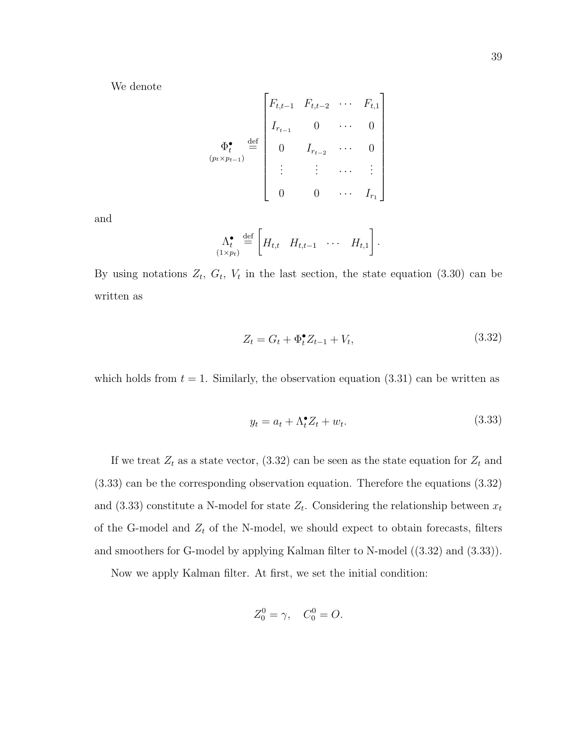We denote

$$\underset{(p_t \times p_{t-1})}{\Phi_t^\bullet} \stackrel{\text{def}}{=} \begin{bmatrix} F_{t,t-1} & F_{t,t-2} & \cdots & F_{t,1} \\ I_{r_{t-1}} & 0 & \cdots & 0 \\ 0 & I_{r_{t-2}} & \cdots & 0 \\ \vdots & \vdots & \cdots & \vdots \\ 0 & 0 & \cdots & I_{r_1} \end{bmatrix}$$

and

$$\underset{(1 \times p_t)}{\Lambda_t^\bullet} \stackrel{\text{def}}{=} \begin{bmatrix} H_{t,t} & H_{t,t-1} & \cdots & H_{t,1} \end{bmatrix}.$$

By using notations $Z_t$, $G_t$, $V_t$ in the last section, the state equation (3.30) can be written as

$$Z_t = G_t + \Phi_t^\bullet Z_{t-1} + V_t, \tag{3.32}$$

which holds from $t = 1$. Similarly, the observation equation (3.31) can be written as

$$y_t = a_t + \Lambda_t^\bullet Z_t + w_t. \tag{3.33}$$

If we treat $Z_t$ as a state vector, (3.32) can be seen as the state equation for $Z_t$ and (3.33) can be the corresponding observation equation. Therefore the equations (3.32) and (3.33) constitute a N-model for state $Z_t$. Considering the relationship between $x_t$ of the G-model and $Z_t$ of the N-model, we should expect to obtain forecasts, filters and smoothers for G-model by applying Kalman filter to N-model ((3.32) and (3.33)).

Now we apply Kalman filter. At first, we set the initial condition:

$$Z_0^0 = \gamma, \quad C_0^0 = O.$$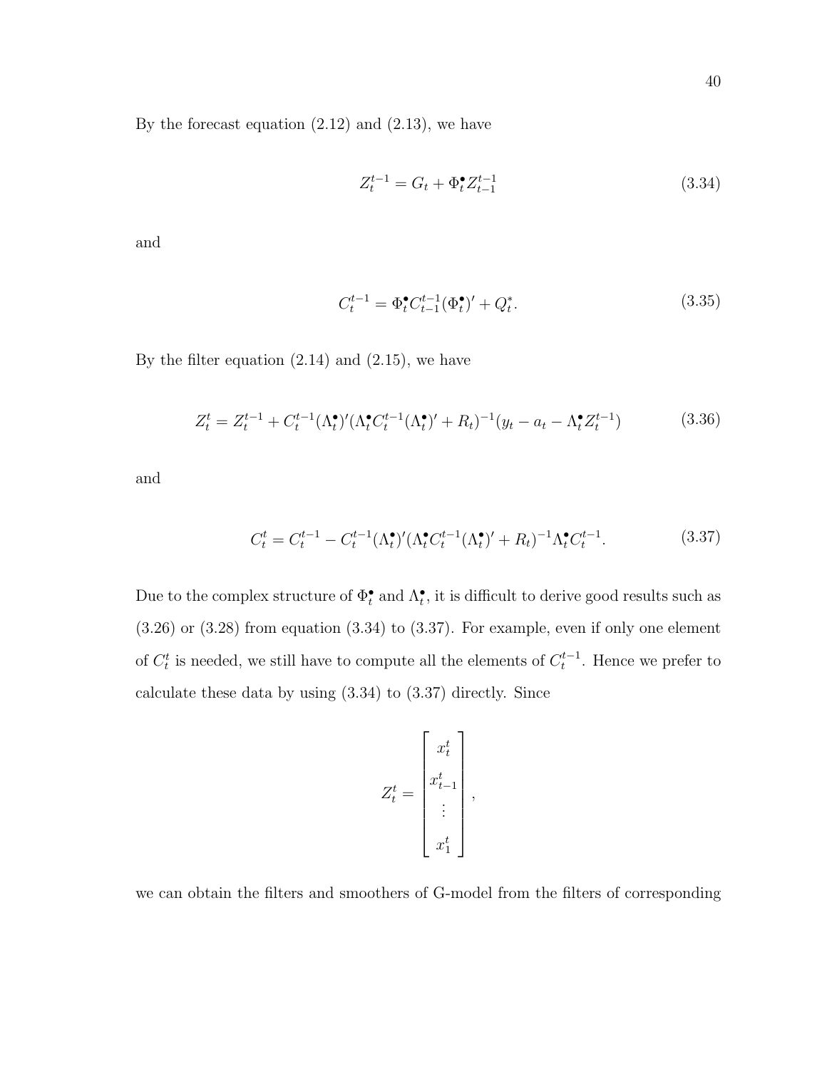By the forecast equation (2.12) and (2.13), we have

$$Z_t^{t-1} = G_t + \Phi_t^{\bullet} Z_{t-1}^{t-1} \tag{3.34}$$

and

$$C_t^{t-1} = \Phi_t^{\bullet} C_{t-1}^{t-1} (\Phi_t^{\bullet})' + Q_t^{*}. \tag{3.35}$$

By the filter equation (2.14) and (2.15), we have

$$Z_t^{t} = Z_t^{t-1} + C_t^{t-1} (\Lambda_t^{\bullet})' (\Lambda_t^{\bullet} C_t^{t-1} (\Lambda_t^{\bullet})' + R_t)^{-1} (y_t - a_t - \Lambda_t^{\bullet} Z_t^{t-1}) \tag{3.36}$$

and

$$C_t^{t} = C_t^{t-1} - C_t^{t-1} (\Lambda_t^{\bullet})' (\Lambda_t^{\bullet} C_t^{t-1} (\Lambda_t^{\bullet})' + R_t)^{-1} \Lambda_t^{\bullet} C_t^{t-1}. \tag{3.37}$$

Due to the complex structure of $\Phi_t^{\bullet}$ and $\Lambda_t^{\bullet}$, it is difficult to derive good results such as (3.26) or (3.28) from equation (3.34) to (3.37). For example, even if only one element of $C_t^t$ is needed, we still have to compute all the elements of $C_t^{t-1}$. Hence we prefer to calculate these data by using (3.34) to (3.37) directly. Since

$$Z_t^t = \begin{bmatrix} x_t^t \\ x_{t-1}^t \\ \vdots \\ x_1^t \end{bmatrix},$$

we can obtain the filters and smoothers of G-model from the filters of corresponding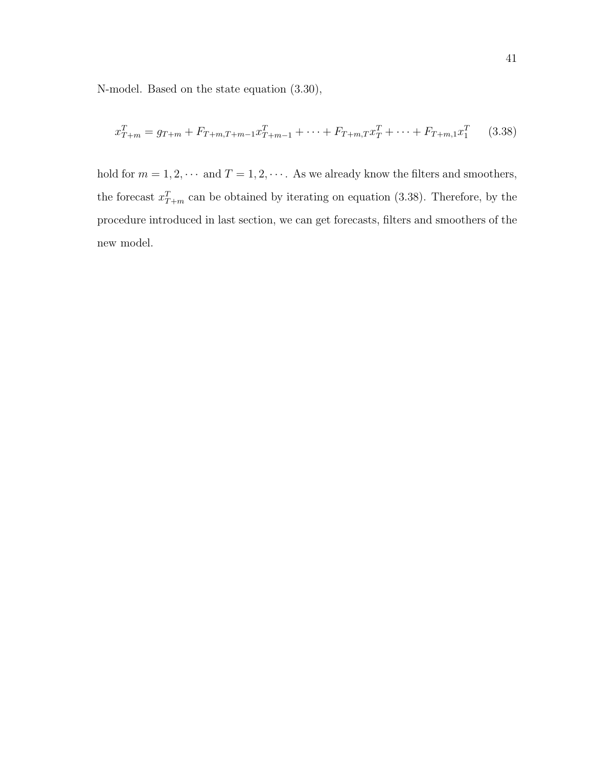N-model. Based on the state equation (3.30),

$$x_{T+m}^T = g_{T+m} + F_{T+m,T+m-1}x_{T+m-1}^T + \cdots + F_{T+m,T}x_T^T + \cdots + F_{T+m,1}x_1^T \qquad (3.38)$$

hold for $m = 1, 2, \cdots$ and $T = 1, 2, \cdots$. As we already know the filters and smoothers, the forecast $x_{T+m}^T$ can be obtained by iterating on equation (3.38). Therefore, by the procedure introduced in last section, we can get forecasts, filters and smoothers of the new model.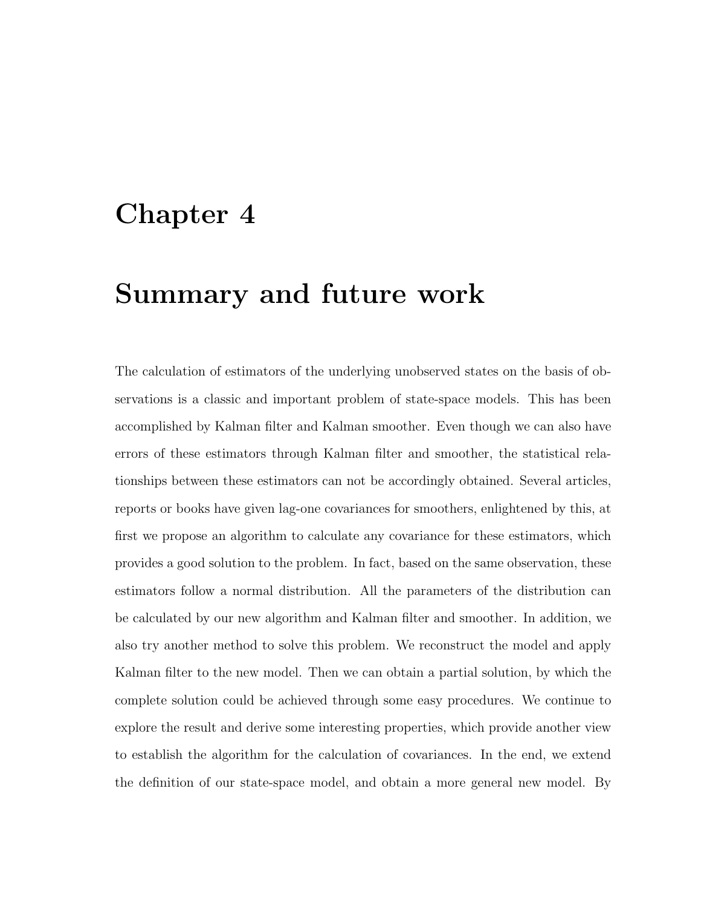# Chapter 4

# Summary and future work

The calculation of estimators of the underlying unobserved states on the basis of observations is a classic and important problem of state-space models. This has been accomplished by Kalman filter and Kalman smoother. Even though we can also have errors of these estimators through Kalman filter and smoother, the statistical relationships between these estimators can not be accordingly obtained. Several articles, reports or books have given lag-one covariances for smoothers, enlightened by this, at first we propose an algorithm to calculate any covariance for these estimators, which provides a good solution to the problem. In fact, based on the same observation, these estimators follow a normal distribution. All the parameters of the distribution can be calculated by our new algorithm and Kalman filter and smoother. In addition, we also try another method to solve this problem. We reconstruct the model and apply Kalman filter to the new model. Then we can obtain a partial solution, by which the complete solution could be achieved through some easy procedures. We continue to explore the result and derive some interesting properties, which provide another view to establish the algorithm for the calculation of covariances. In the end, we extend the definition of our state-space model, and obtain a more general new model. By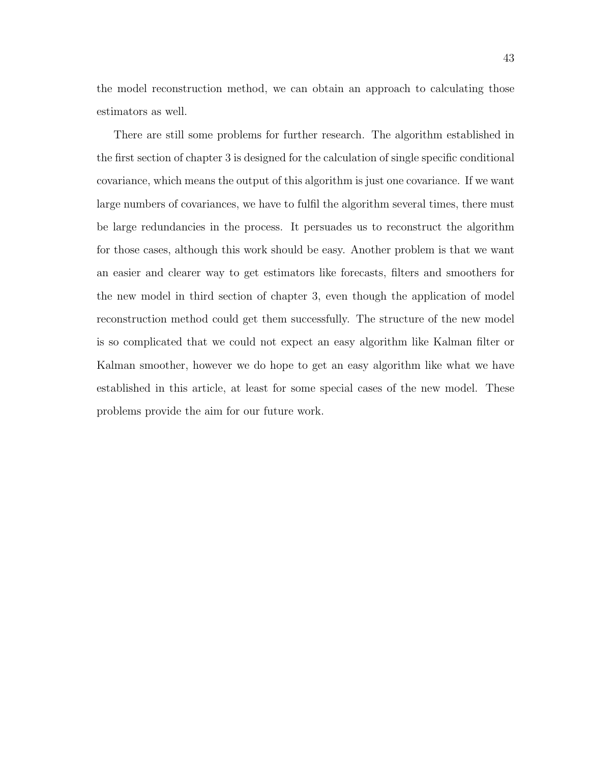the model reconstruction method, we can obtain an approach to calculating those estimators as well.

There are still some problems for further research. The algorithm established in the first section of chapter 3 is designed for the calculation of single specific conditional covariance, which means the output of this algorithm is just one covariance. If we want large numbers of covariances, we have to fulfil the algorithm several times, there must be large redundancies in the process. It persuades us to reconstruct the algorithm for those cases, although this work should be easy. Another problem is that we want an easier and clearer way to get estimators like forecasts, filters and smoothers for the new model in third section of chapter 3, even though the application of model reconstruction method could get them successfully. The structure of the new model is so complicated that we could not expect an easy algorithm like Kalman filter or Kalman smoother, however we do hope to get an easy algorithm like what we have established in this article, at least for some special cases of the new model. These problems provide the aim for our future work.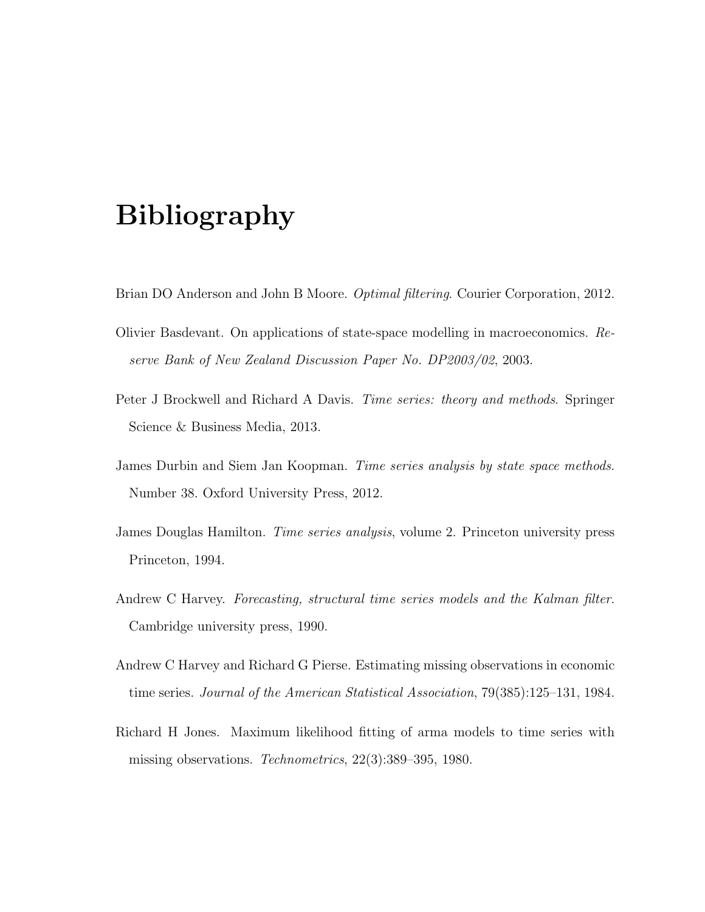# Bibliography

Brian DO Anderson and John B Moore. *Optimal filtering*. Courier Corporation, 2012.

Olivier Basdevant. On applications of state-space modelling in macroeconomics. *Reserve Bank of New Zealand Discussion Paper No. DP2003/02*, 2003.

Peter J Brockwell and Richard A Davis. *Time series: theory and methods*. Springer Science & Business Media, 2013.

James Durbin and Siem Jan Koopman. *Time series analysis by state space methods*. Number 38. Oxford University Press, 2012.

James Douglas Hamilton. *Time series analysis*, volume 2. Princeton university press Princeton, 1994.

Andrew C Harvey. *Forecasting, structural time series models and the Kalman filter*. Cambridge university press, 1990.

Andrew C Harvey and Richard G Pierse. Estimating missing observations in economic time series. *Journal of the American Statistical Association*, 79(385):125–131, 1984.

Richard H Jones. Maximum likelihood fitting of arma models to time series with missing observations. *Technometrics*, 22(3):389–395, 1980.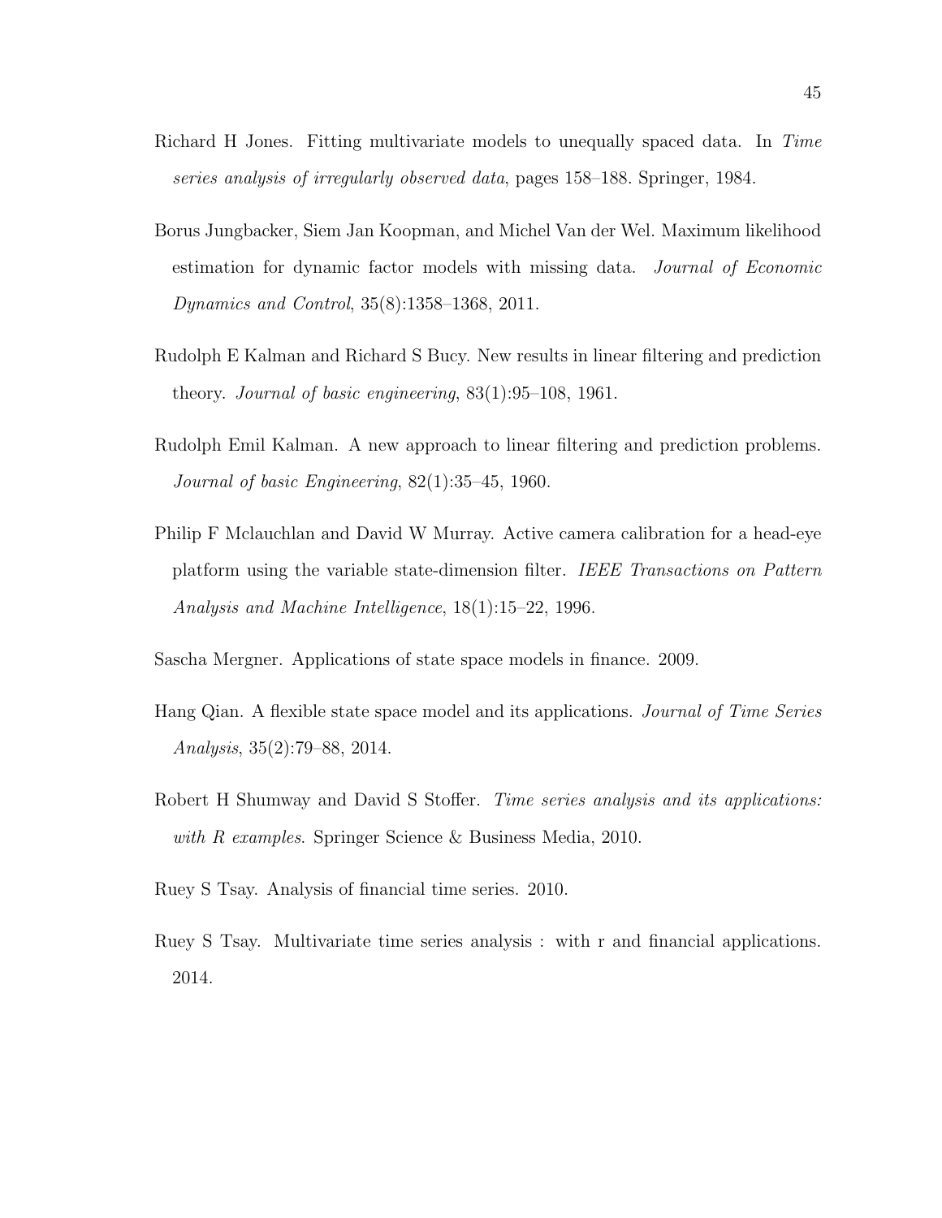Richard H Jones. Fitting multivariate models to unequally spaced data. In *Time series analysis of irregularly observed data*, pages 158–188. Springer, 1984.

Borus Jungbacker, Siem Jan Koopman, and Michel Van der Wel. Maximum likelihood estimation for dynamic factor models with missing data. *Journal of Economic Dynamics and Control*, 35(8):1358–1368, 2011.

Rudolph E Kalman and Richard S Bucy. New results in linear filtering and prediction theory. *Journal of basic engineering*, 83(1):95–108, 1961.

Rudolph Emil Kalman. A new approach to linear filtering and prediction problems. *Journal of basic Engineering*, 82(1):35–45, 1960.

Philip F Mclauchlan and David W Murray. Active camera calibration for a head-eye platform using the variable state-dimension filter. *IEEE Transactions on Pattern Analysis and Machine Intelligence*, 18(1):15–22, 1996.

Sascha Mergner. Applications of state space models in finance. 2009.

Hang Qian. A flexible state space model and its applications. *Journal of Time Series Analysis*, 35(2):79–88, 2014.

Robert H Shumway and David S Stoffer. *Time series analysis and its applications: with R examples*. Springer Science & Business Media, 2010.

Ruey S Tsay. Analysis of financial time series. 2010.

Ruey S Tsay. Multivariate time series analysis : with r and financial applications. 2014.